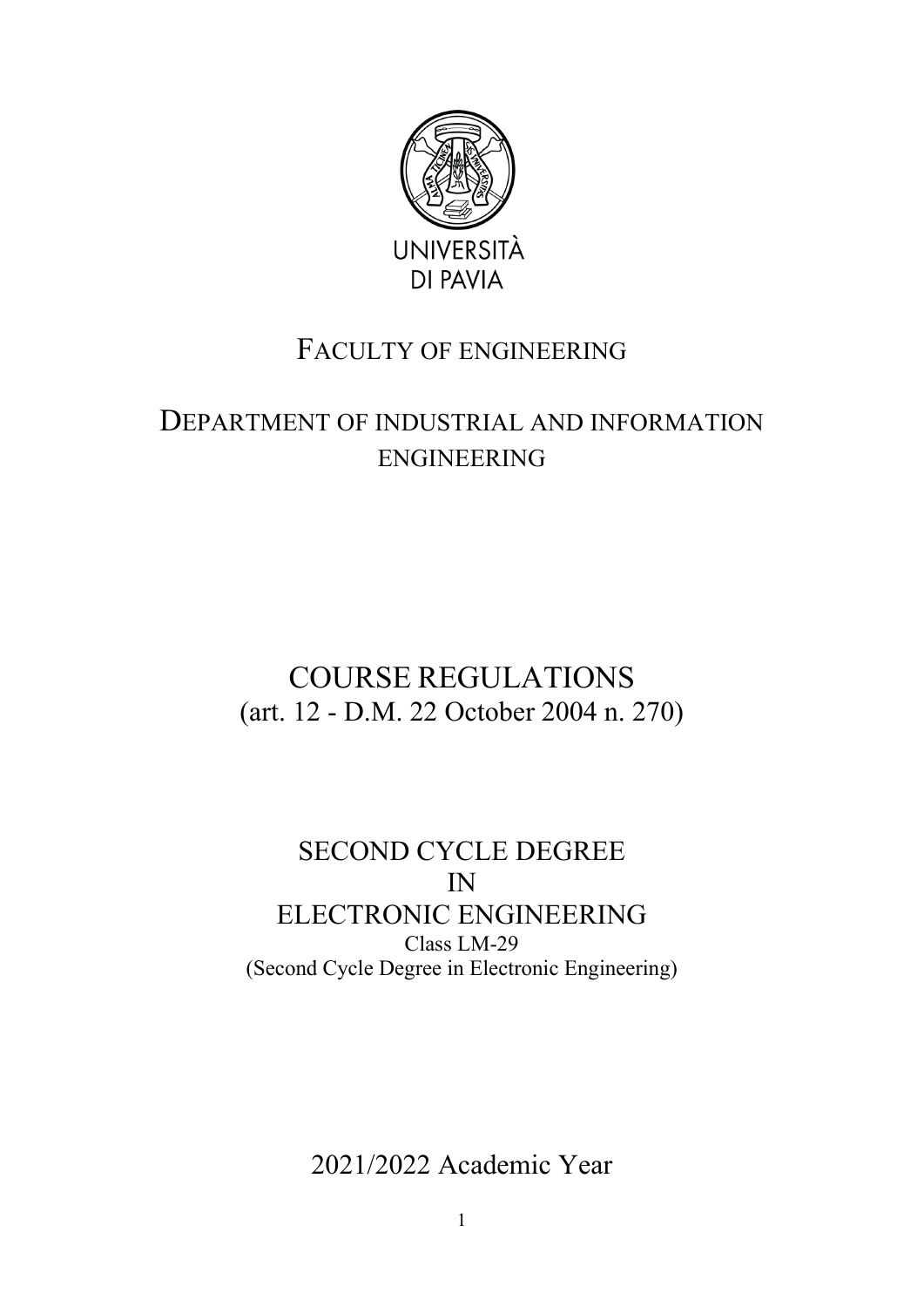UNIVERSITÀ
DI PAVIA

FACULTY OF ENGINEERING

DEPARTMENT OF INDUSTRIAL AND INFORMATION ENGINEERING

# COURSE REGULATIONS
(art. 12 - D.M. 22 October 2004 n. 270)

## SECOND CYCLE DEGREE IN ELECTRONIC ENGINEERING

Class LM-29
(Second Cycle Degree in Electronic Engineering)

2021/2022 Academic Year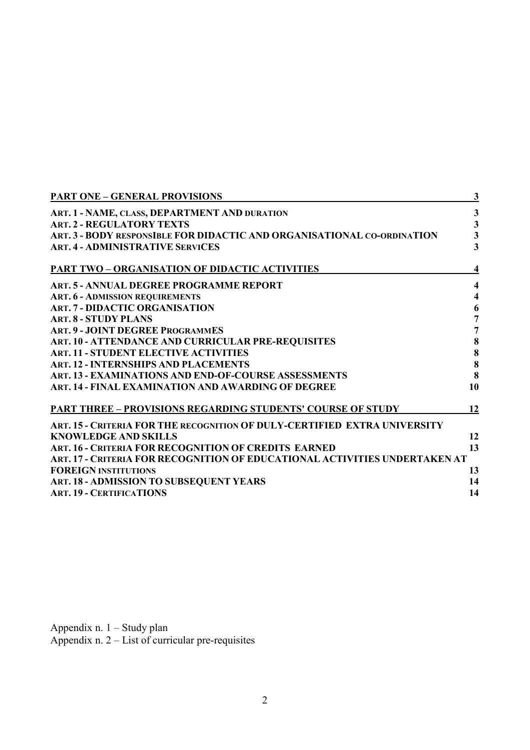| | |
|---|---|
| **PART ONE – GENERAL PROVISIONS** | **3** |
| **ART. 1 - NAME, CLASS, DEPARTMENT AND DURATION** | **3** |
| **ART. 2 - REGULATORY TEXTS** | **3** |
| **ART. 3 - BODY RESPONSIBLE FOR DIDACTIC AND ORGANISATIONAL CO-ORDINATION** | **3** |
| **ART. 4 - ADMINISTRATIVE SERVICES** | **3** |
| **PART TWO – ORGANISATION OF DIDACTIC ACTIVITIES** | **4** |
| **ART. 5 - ANNUAL DEGREE PROGRAMME REPORT** | **4** |
| **ART. 6 - ADMISSION REQUIREMENTS** | **4** |
| **ART. 7 - DIDACTIC ORGANISATION** | **6** |
| **ART. 8 - STUDY PLANS** | **7** |
| **ART. 9 - JOINT DEGREE PROGRAMMES** | **7** |
| **ART. 10 - ATTENDANCE AND CURRICULAR PRE-REQUISITES** | **8** |
| **ART. 11 - STUDENT ELECTIVE ACTIVITIES** | **8** |
| **ART. 12 - INTERNSHIPS AND PLACEMENTS** | **8** |
| **ART. 13 - EXAMINATIONS AND END-OF-COURSE ASSESSMENTS** | **8** |
| **ART. 14 - FINAL EXAMINATION AND AWARDING OF DEGREE** | **10** |
| **PART THREE – PROVISIONS REGARDING STUDENTS' COURSE OF STUDY** | **12** |
| **ART. 15 - CRITERIA FOR THE RECOGNITION OF DULY-CERTIFIED EXTRA UNIVERSITY KNOWLEDGE AND SKILLS** | **12** |
| **ART. 16 - CRITERIA FOR RECOGNITION OF CREDITS EARNED** | **13** |
| **ART. 17 - CRITERIA FOR RECOGNITION OF EDUCATIONAL ACTIVITIES UNDERTAKEN AT FOREIGN INSTITUTIONS** | **13** |
| **ART. 18 - ADMISSION TO SUBSEQUENT YEARS** | **14** |
| **ART. 19 - CERTIFICATIONS** | **14** |

Appendix n. 1 – Study plan
Appendix n. 2 – List of curricular pre-requisites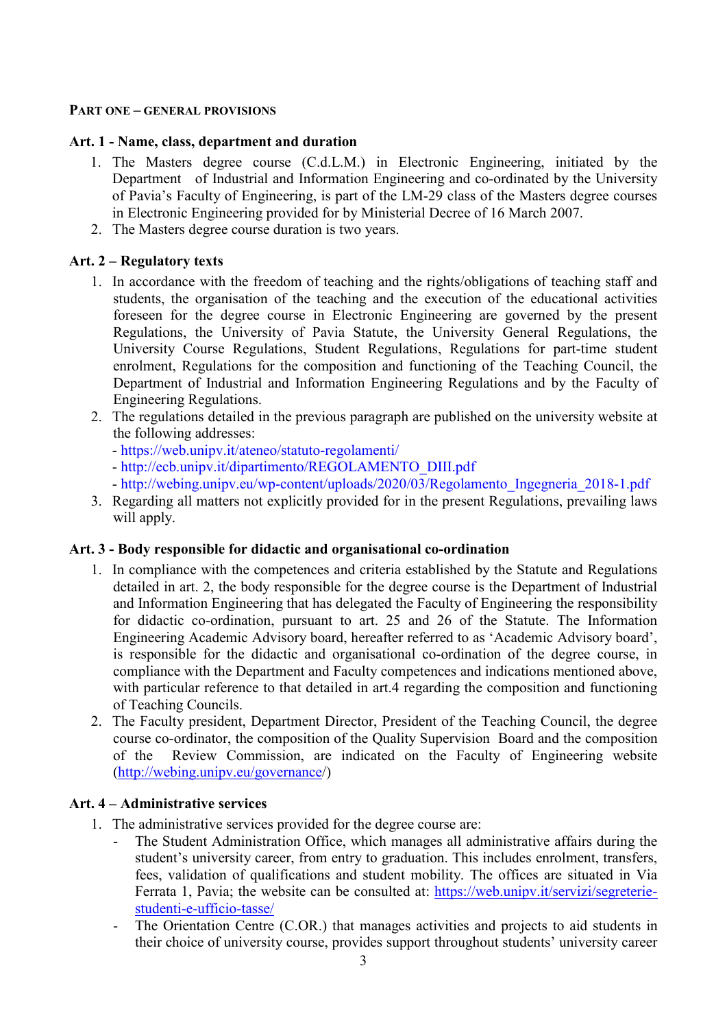**PART ONE – GENERAL PROVISIONS**

**Art. 1 - Name, class, department and duration**

1. The Masters degree course (C.d.L.M.) in Electronic Engineering, initiated by the Department of Industrial and Information Engineering and co-ordinated by the University of Pavia's Faculty of Engineering, is part of the LM-29 class of the Masters degree courses in Electronic Engineering provided for by Ministerial Decree of 16 March 2007.
2. The Masters degree course duration is two years.

**Art. 2 – Regulatory texts**

1. In accordance with the freedom of teaching and the rights/obligations of teaching staff and students, the organisation of the teaching and the execution of the educational activities foreseen for the degree course in Electronic Engineering are governed by the present Regulations, the University of Pavia Statute, the University General Regulations, the University Course Regulations, Student Regulations, Regulations for part-time student enrolment, Regulations for the composition and functioning of the Teaching Council, the Department of Industrial and Information Engineering Regulations and by the Faculty of Engineering Regulations.
2. The regulations detailed in the previous paragraph are published on the university website at the following addresses:
   - https://web.unipv.it/ateneo/statuto-regolamenti/
   - http://ecb.unipv.it/dipartimento/REGOLAMENTO_DIII.pdf
   - http://webing.unipv.eu/wp-content/uploads/2020/03/Regolamento_Ingegneria_2018-1.pdf
3. Regarding all matters not explicitly provided for in the present Regulations, prevailing laws will apply.

**Art. 3 - Body responsible for didactic and organisational co-ordination**

1. In compliance with the competences and criteria established by the Statute and Regulations detailed in art. 2, the body responsible for the degree course is the Department of Industrial and Information Engineering that has delegated the Faculty of Engineering the responsibility for didactic co-ordination, pursuant to art. 25 and 26 of the Statute. The Information Engineering Academic Advisory board, hereafter referred to as 'Academic Advisory board', is responsible for the didactic and organisational co-ordination of the degree course, in compliance with the Department and Faculty competences and indications mentioned above, with particular reference to that detailed in art.4 regarding the composition and functioning of Teaching Councils.
2. The Faculty president, Department Director, President of the Teaching Council, the degree course co-ordinator, the composition of the Quality Supervision Board and the composition of the Review Commission, are indicated on the Faculty of Engineering website (http://webing.unipv.eu/governance/)

**Art. 4 – Administrative services**

1. The administrative services provided for the degree course are:
   - The Student Administration Office, which manages all administrative affairs during the student's university career, from entry to graduation. This includes enrolment, transfers, fees, validation of qualifications and student mobility. The offices are situated in Via Ferrata 1, Pavia; the website can be consulted at: https://web.unipv.it/servizi/segreterie-studenti-e-ufficio-tasse/
   - The Orientation Centre (C.OR.) that manages activities and projects to aid students in their choice of university course, provides support throughout students' university career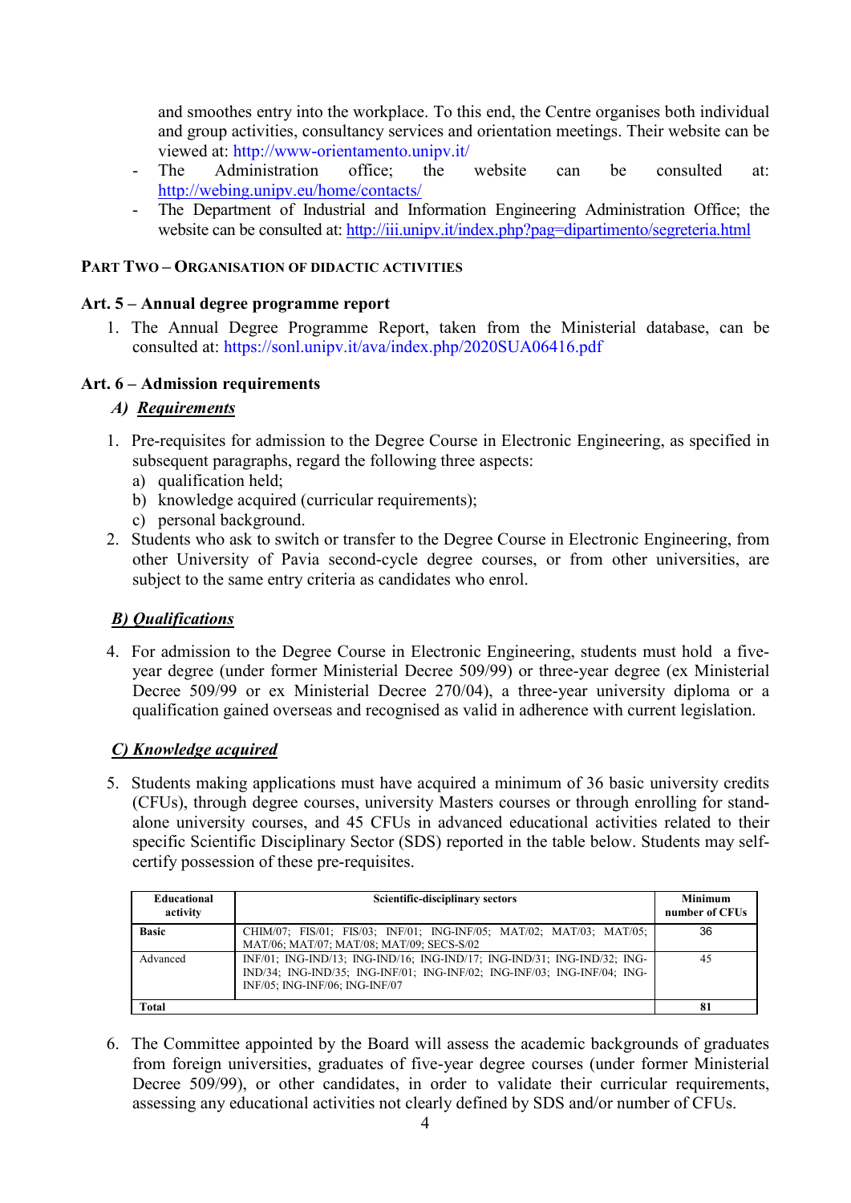and smoothes entry into the workplace. To this end, the Centre organises both individual and group activities, consultancy services and orientation meetings. Their website can be viewed at: http://www-orientamento.unipv.it/

- The Administration office; the website can be consulted at: http://webing.unipv.eu/home/contacts/
- The Department of Industrial and Information Engineering Administration Office; the website can be consulted at: http://iii.unipv.it/index.php?pag=dipartimento/segreteria.html

## PART TWO – ORGANISATION OF DIDACTIC ACTIVITIES

### Art. 5 – Annual degree programme report

1. The Annual Degree Programme Report, taken from the Ministerial database, can be consulted at: https://sonl.unipv.it/ava/index.php/2020SUA06416.pdf

### Art. 6 – Admission requirements

***A) Requirements***

1. Pre-requisites for admission to the Degree Course in Electronic Engineering, as specified in subsequent paragraphs, regard the following three aspects:
   a) qualification held;
   b) knowledge acquired (curricular requirements);
   c) personal background.
2. Students who ask to switch or transfer to the Degree Course in Electronic Engineering, from other University of Pavia second-cycle degree courses, or from other universities, are subject to the same entry criteria as candidates who enrol.

***B) Qualifications***

4. For admission to the Degree Course in Electronic Engineering, students must hold a five-year degree (under former Ministerial Decree 509/99) or three-year degree (ex Ministerial Decree 509/99 or ex Ministerial Decree 270/04), a three-year university diploma or a qualification gained overseas and recognised as valid in adherence with current legislation.

***C) Knowledge acquired***

5. Students making applications must have acquired a minimum of 36 basic university credits (CFUs), through degree courses, university Masters courses or through enrolling for stand-alone university courses, and 45 CFUs in advanced educational activities related to their specific Scientific Disciplinary Sector (SDS) reported in the table below. Students may self-certify possession of these pre-requisites.

| Educational activity | Scientific-disciplinary sectors | Minimum number of CFUs |
|---|---|---|
| **Basic** | CHIM/07; FIS/01; FIS/03; INF/01; ING-INF/05; MAT/02; MAT/03; MAT/05; MAT/06; MAT/07; MAT/08; MAT/09; SECS-S/02 | 36 |
| Advanced | INF/01; ING-IND/13; ING-IND/16; ING-IND/17; ING-IND/31; ING-IND/32; ING-IND/34; ING-IND/35; ING-INF/01; ING-INF/02; ING-INF/03; ING-INF/04; ING-INF/05; ING-INF/06; ING-INF/07 | 45 |
| **Total** | | **81** |

6. The Committee appointed by the Board will assess the academic backgrounds of graduates from foreign universities, graduates of five-year degree courses (under former Ministerial Decree 509/99), or other candidates, in order to validate their curricular requirements, assessing any educational activities not clearly defined by SDS and/or number of CFUs.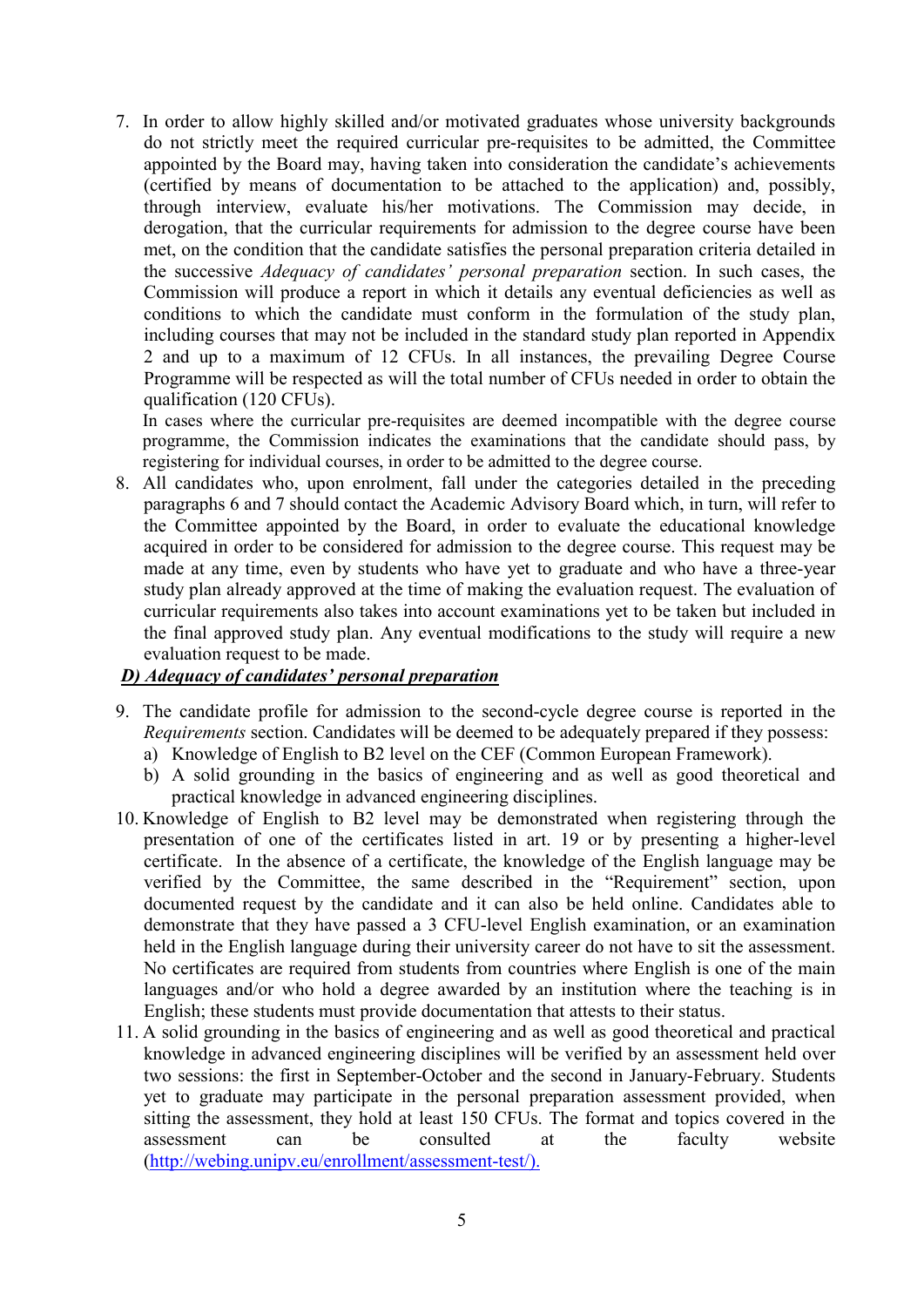7. In order to allow highly skilled and/or motivated graduates whose university backgrounds do not strictly meet the required curricular pre-requisites to be admitted, the Committee appointed by the Board may, having taken into consideration the candidate's achievements (certified by means of documentation to be attached to the application) and, possibly, through interview, evaluate his/her motivations. The Commission may decide, in derogation, that the curricular requirements for admission to the degree course have been met, on the condition that the candidate satisfies the personal preparation criteria detailed in the successive *Adequacy of candidates' personal preparation* section. In such cases, the Commission will produce a report in which it details any eventual deficiencies as well as conditions to which the candidate must conform in the formulation of the study plan, including courses that may not be included in the standard study plan reported in Appendix 2 and up to a maximum of 12 CFUs. In all instances, the prevailing Degree Course Programme will be respected as will the total number of CFUs needed in order to obtain the qualification (120 CFUs).

   In cases where the curricular pre-requisites are deemed incompatible with the degree course programme, the Commission indicates the examinations that the candidate should pass, by registering for individual courses, in order to be admitted to the degree course.

8. All candidates who, upon enrolment, fall under the categories detailed in the preceding paragraphs 6 and 7 should contact the Academic Advisory Board which, in turn, will refer to the Committee appointed by the Board, in order to evaluate the educational knowledge acquired in order to be considered for admission to the degree course. This request may be made at any time, even by students who have yet to graduate and who have a three-year study plan already approved at the time of making the evaluation request. The evaluation of curricular requirements also takes into account examinations yet to be taken but included in the final approved study plan. Any eventual modifications to the study will require a new evaluation request to be made.

***D) Adequacy of candidates' personal preparation***

9. The candidate profile for admission to the second-cycle degree course is reported in the *Requirements* section. Candidates will be deemed to be adequately prepared if they possess:
   a) Knowledge of English to B2 level on the CEF (Common European Framework).
   b) A solid grounding in the basics of engineering and as well as good theoretical and practical knowledge in advanced engineering disciplines.

10. Knowledge of English to B2 level may be demonstrated when registering through the presentation of one of the certificates listed in art. 19 or by presenting a higher-level certificate. In the absence of a certificate, the knowledge of the English language may be verified by the Committee, the same described in the "Requirement" section, upon documented request by the candidate and it can also be held online. Candidates able to demonstrate that they have passed a 3 CFU-level English examination, or an examination held in the English language during their university career do not have to sit the assessment. No certificates are required from students from countries where English is one of the main languages and/or who hold a degree awarded by an institution where the teaching is in English; these students must provide documentation that attests to their status.

11. A solid grounding in the basics of engineering and as well as good theoretical and practical knowledge in advanced engineering disciplines will be verified by an assessment held over two sessions: the first in September-October and the second in January-February. Students yet to graduate may participate in the personal preparation assessment provided, when sitting the assessment, they hold at least 150 CFUs. The format and topics covered in the assessment can be consulted at the faculty website (http://webing.unipv.eu/enrollment/assessment-test/).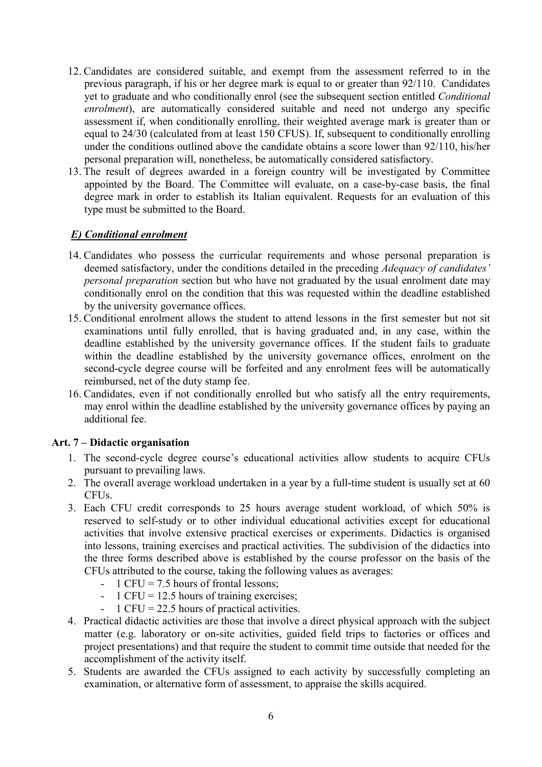12. Candidates are considered suitable, and exempt from the assessment referred to in the previous paragraph, if his or her degree mark is equal to or greater than 92/110. Candidates yet to graduate and who conditionally enrol (see the subsequent section entitled *Conditional enrolment*), are automatically considered suitable and need not undergo any specific assessment if, when conditionally enrolling, their weighted average mark is greater than or equal to 24/30 (calculated from at least 150 CFUS). If, subsequent to conditionally enrolling under the conditions outlined above the candidate obtains a score lower than 92/110, his/her personal preparation will, nonetheless, be automatically considered satisfactory.
13. The result of degrees awarded in a foreign country will be investigated by Committee appointed by the Board. The Committee will evaluate, on a case-by-case basis, the final degree mark in order to establish its Italian equivalent. Requests for an evaluation of this type must be submitted to the Board.

### ***E) Conditional enrolment***

14. Candidates who possess the curricular requirements and whose personal preparation is deemed satisfactory, under the conditions detailed in the preceding *Adequacy of candidates' personal preparation* section but who have not graduated by the usual enrolment date may conditionally enrol on the condition that this was requested within the deadline established by the university governance offices.
15. Conditional enrolment allows the student to attend lessons in the first semester but not sit examinations until fully enrolled, that is having graduated and, in any case, within the deadline established by the university governance offices. If the student fails to graduate within the deadline established by the university governance offices, enrolment on the second-cycle degree course will be forfeited and any enrolment fees will be automatically reimbursed, net of the duty stamp fee.
16. Candidates, even if not conditionally enrolled but who satisfy all the entry requirements, may enrol within the deadline established by the university governance offices by paying an additional fee.

## **Art. 7 – Didactic organisation**

1. The second-cycle degree course's educational activities allow students to acquire CFUs pursuant to prevailing laws.
2. The overall average workload undertaken in a year by a full-time student is usually set at 60 CFUs.
3. Each CFU credit corresponds to 25 hours average student workload, of which 50% is reserved to self-study or to other individual educational activities except for educational activities that involve extensive practical exercises or experiments. Didactics is organised into lessons, training exercises and practical activities. The subdivision of the didactics into the three forms described above is established by the course professor on the basis of the CFUs attributed to the course, taking the following values as averages:
   - 1 CFU = 7.5 hours of frontal lessons;
   - 1 CFU = 12.5 hours of training exercises;
   - 1 CFU = 22.5 hours of practical activities.
4. Practical didactic activities are those that involve a direct physical approach with the subject matter (e.g. laboratory or on-site activities, guided field trips to factories or offices and project presentations) and that require the student to commit time outside that needed for the accomplishment of the activity itself.
5. Students are awarded the CFUs assigned to each activity by successfully completing an examination, or alternative form of assessment, to appraise the skills acquired.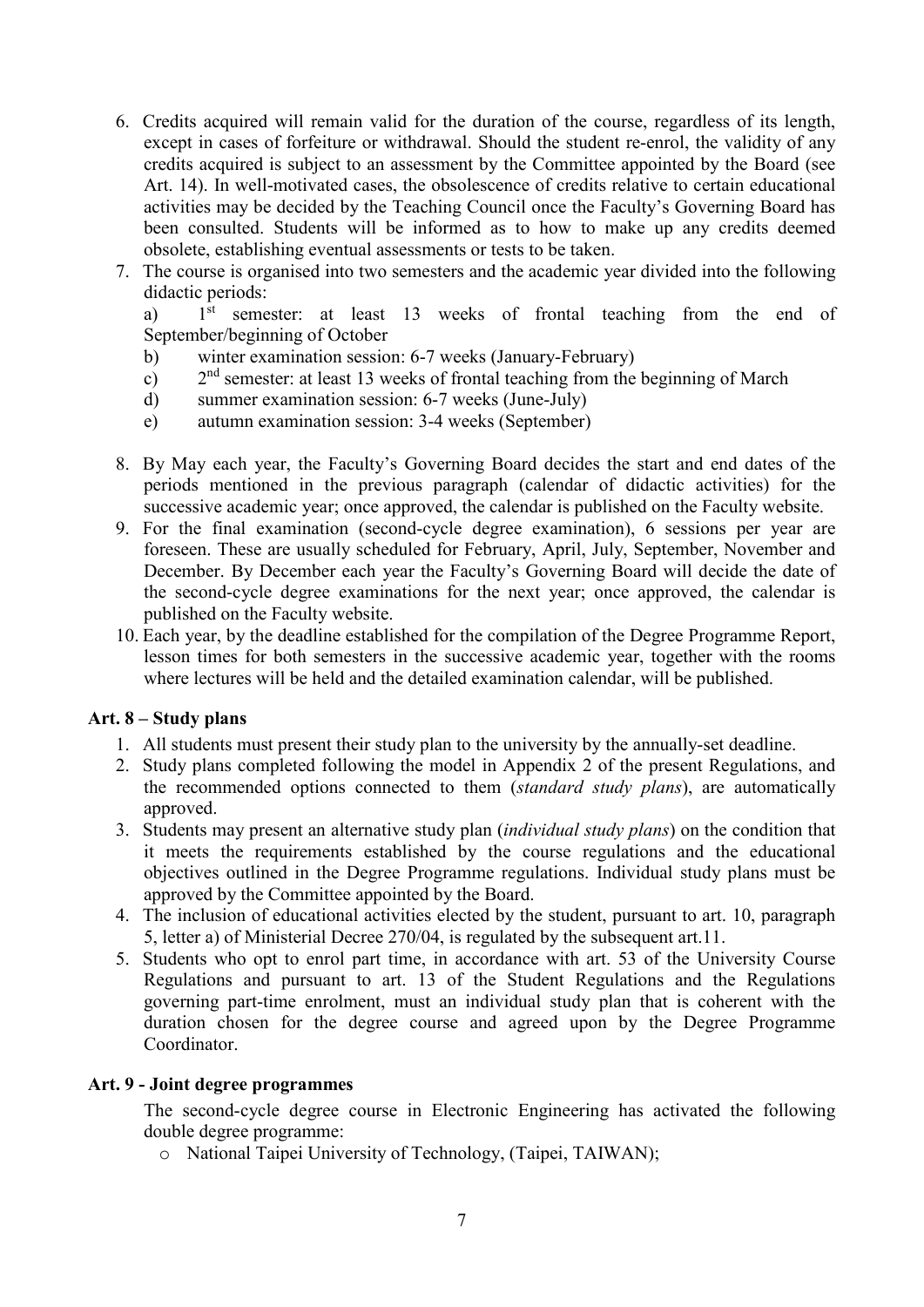6. Credits acquired will remain valid for the duration of the course, regardless of its length, except in cases of forfeiture or withdrawal. Should the student re-enrol, the validity of any credits acquired is subject to an assessment by the Committee appointed by the Board (see Art. 14). In well-motivated cases, the obsolescence of credits relative to certain educational activities may be decided by the Teaching Council once the Faculty's Governing Board has been consulted. Students will be informed as to how to make up any credits deemed obsolete, establishing eventual assessments or tests to be taken.
7. The course is organised into two semesters and the academic year divided into the following didactic periods:
   a) 1st semester: at least 13 weeks of frontal teaching from the end of September/beginning of October
   b) winter examination session: 6-7 weeks (January-February)
   c) 2nd semester: at least 13 weeks of frontal teaching from the beginning of March
   d) summer examination session: 6-7 weeks (June-July)
   e) autumn examination session: 3-4 weeks (September)
8. By May each year, the Faculty's Governing Board decides the start and end dates of the periods mentioned in the previous paragraph (calendar of didactic activities) for the successive academic year; once approved, the calendar is published on the Faculty website.
9. For the final examination (second-cycle degree examination), 6 sessions per year are foreseen. These are usually scheduled for February, April, July, September, November and December. By December each year the Faculty's Governing Board will decide the date of the second-cycle degree examinations for the next year; once approved, the calendar is published on the Faculty website.
10. Each year, by the deadline established for the compilation of the Degree Programme Report, lesson times for both semesters in the successive academic year, together with the rooms where lectures will be held and the detailed examination calendar, will be published.

### Art. 8 – Study plans

1. All students must present their study plan to the university by the annually-set deadline.
2. Study plans completed following the model in Appendix 2 of the present Regulations, and the recommended options connected to them (*standard study plans*), are automatically approved.
3. Students may present an alternative study plan (*individual study plans*) on the condition that it meets the requirements established by the course regulations and the educational objectives outlined in the Degree Programme regulations. Individual study plans must be approved by the Committee appointed by the Board.
4. The inclusion of educational activities elected by the student, pursuant to art. 10, paragraph 5, letter a) of Ministerial Decree 270/04, is regulated by the subsequent art.11.
5. Students who opt to enrol part time, in accordance with art. 53 of the University Course Regulations and pursuant to art. 13 of the Student Regulations and the Regulations governing part-time enrolment, must an individual study plan that is coherent with the duration chosen for the degree course and agreed upon by the Degree Programme Coordinator.

### Art. 9 - Joint degree programmes

The second-cycle degree course in Electronic Engineering has activated the following double degree programme:

- National Taipei University of Technology, (Taipei, TAIWAN);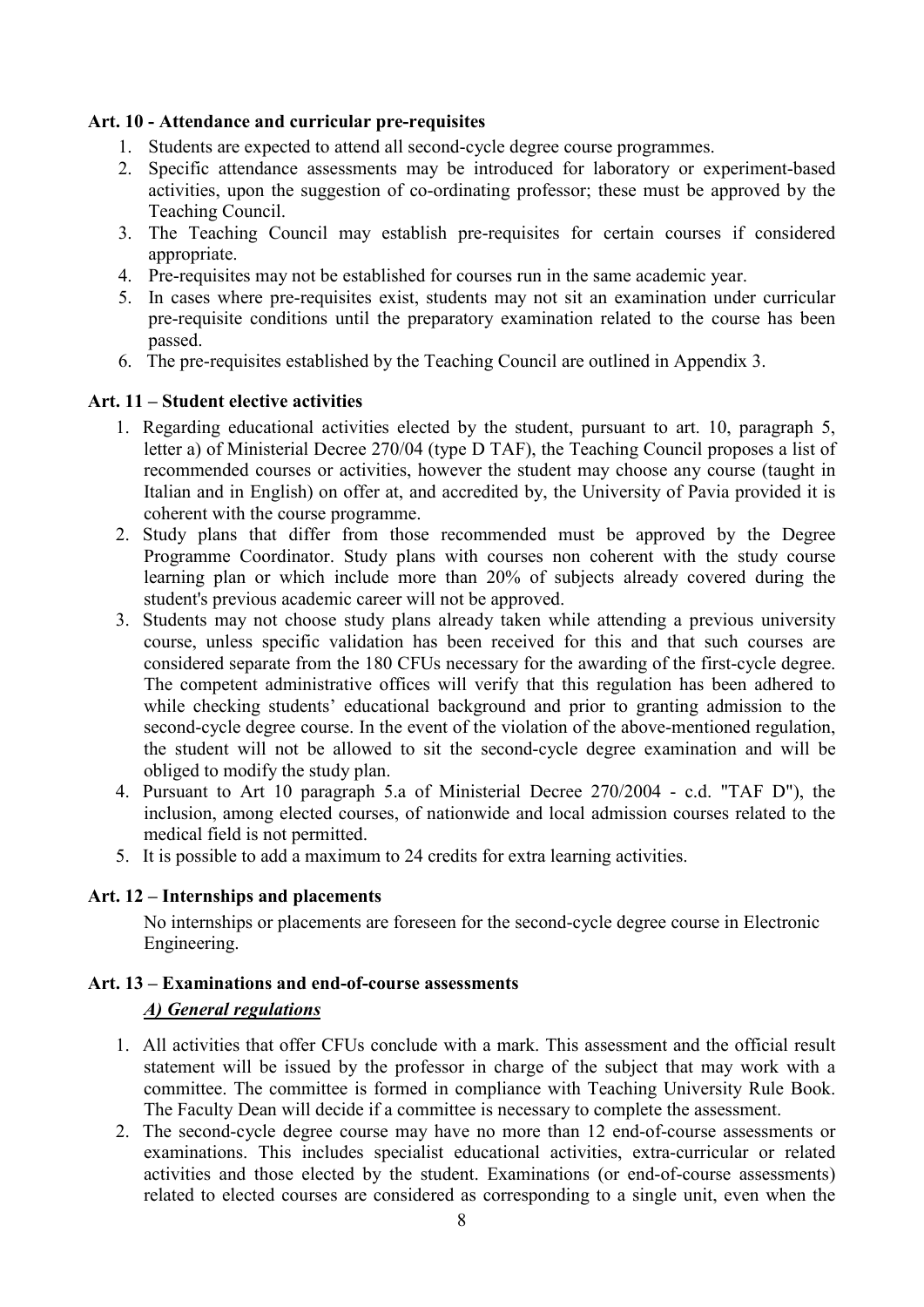**Art. 10 - Attendance and curricular pre-requisites**

1. Students are expected to attend all second-cycle degree course programmes.
2. Specific attendance assessments may be introduced for laboratory or experiment-based activities, upon the suggestion of co-ordinating professor; these must be approved by the Teaching Council.
3. The Teaching Council may establish pre-requisites for certain courses if considered appropriate.
4. Pre-requisites may not be established for courses run in the same academic year.
5. In cases where pre-requisites exist, students may not sit an examination under curricular pre-requisite conditions until the preparatory examination related to the course has been passed.
6. The pre-requisites established by the Teaching Council are outlined in Appendix 3.

**Art. 11 – Student elective activities**

1. Regarding educational activities elected by the student, pursuant to art. 10, paragraph 5, letter a) of Ministerial Decree 270/04 (type D TAF), the Teaching Council proposes a list of recommended courses or activities, however the student may choose any course (taught in Italian and in English) on offer at, and accredited by, the University of Pavia provided it is coherent with the course programme.
2. Study plans that differ from those recommended must be approved by the Degree Programme Coordinator. Study plans with courses non coherent with the study course learning plan or which include more than 20% of subjects already covered during the student's previous academic career will not be approved.
3. Students may not choose study plans already taken while attending a previous university course, unless specific validation has been received for this and that such courses are considered separate from the 180 CFUs necessary for the awarding of the first-cycle degree. The competent administrative offices will verify that this regulation has been adhered to while checking students' educational background and prior to granting admission to the second-cycle degree course. In the event of the violation of the above-mentioned regulation, the student will not be allowed to sit the second-cycle degree examination and will be obliged to modify the study plan.
4. Pursuant to Art 10 paragraph 5.a of Ministerial Decree 270/2004 - c.d. "TAF D"), the inclusion, among elected courses, of nationwide and local admission courses related to the medical field is not permitted.
5. It is possible to add a maximum to 24 credits for extra learning activities.

**Art. 12 – Internships and placements**

No internships or placements are foreseen for the second-cycle degree course in Electronic Engineering.

**Art. 13 – Examinations and end-of-course assessments**

***A) General regulations***

1. All activities that offer CFUs conclude with a mark. This assessment and the official result statement will be issued by the professor in charge of the subject that may work with a committee. The committee is formed in compliance with Teaching University Rule Book. The Faculty Dean will decide if a committee is necessary to complete the assessment.
2. The second-cycle degree course may have no more than 12 end-of-course assessments or examinations. This includes specialist educational activities, extra-curricular or related activities and those elected by the student. Examinations (or end-of-course assessments) related to elected courses are considered as corresponding to a single unit, even when the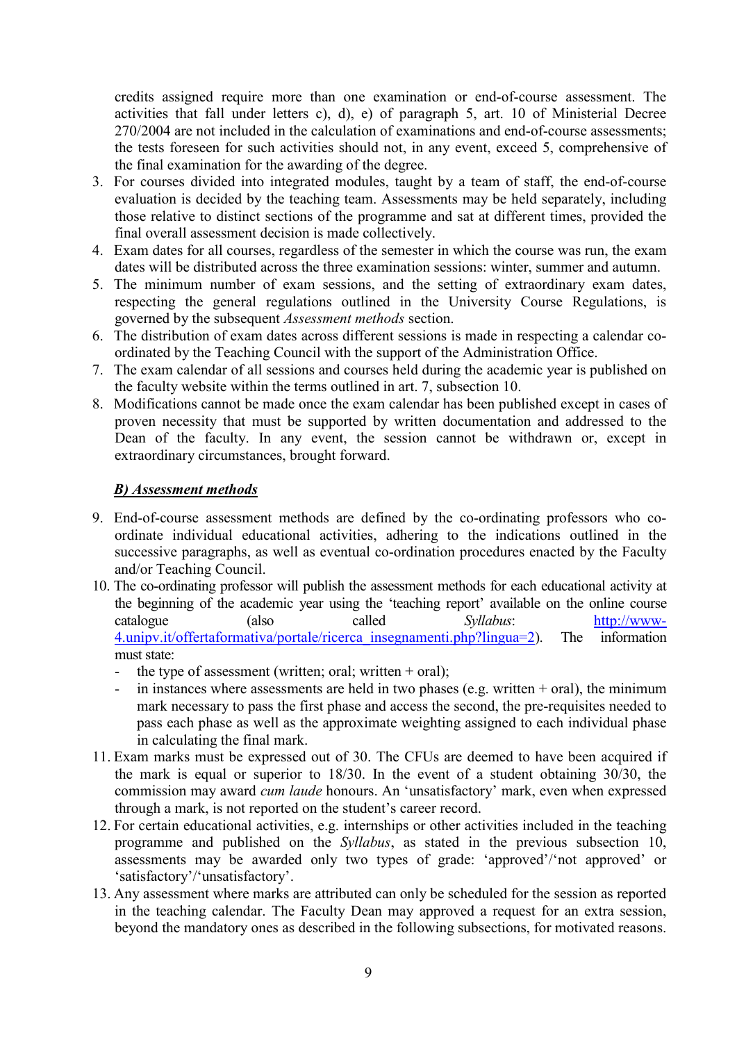credits assigned require more than one examination or end-of-course assessment. The activities that fall under letters c), d), e) of paragraph 5, art. 10 of Ministerial Decree 270/2004 are not included in the calculation of examinations and end-of-course assessments; the tests foreseen for such activities should not, in any event, exceed 5, comprehensive of the final examination for the awarding of the degree.

3. For courses divided into integrated modules, taught by a team of staff, the end-of-course evaluation is decided by the teaching team. Assessments may be held separately, including those relative to distinct sections of the programme and sat at different times, provided the final overall assessment decision is made collectively.
4. Exam dates for all courses, regardless of the semester in which the course was run, the exam dates will be distributed across the three examination sessions: winter, summer and autumn.
5. The minimum number of exam sessions, and the setting of extraordinary exam dates, respecting the general regulations outlined in the University Course Regulations, is governed by the subsequent *Assessment methods* section.
6. The distribution of exam dates across different sessions is made in respecting a calendar co-ordinated by the Teaching Council with the support of the Administration Office.
7. The exam calendar of all sessions and courses held during the academic year is published on the faculty website within the terms outlined in art. 7, subsection 10.
8. Modifications cannot be made once the exam calendar has been published except in cases of proven necessity that must be supported by written documentation and addressed to the Dean of the faculty. In any event, the session cannot be withdrawn or, except in extraordinary circumstances, brought forward.

***B) Assessment methods***

9. End-of-course assessment methods are defined by the co-ordinating professors who co-ordinate individual educational activities, adhering to the indications outlined in the successive paragraphs, as well as eventual co-ordination procedures enacted by the Faculty and/or Teaching Council.
10. The co-ordinating professor will publish the assessment methods for each educational activity at the beginning of the academic year using the 'teaching report' available on the online course catalogue (also called *Syllabus*: [http://www-4.unipv.it/offertaformativa/portale/ricerca_insegnamenti.php?lingua=2](http://www-4.unipv.it/offertaformativa/portale/ricerca_insegnamenti.php?lingua=2)). The information must state:
    - the type of assessment (written; oral; written + oral);
    - in instances where assessments are held in two phases (e.g. written + oral), the minimum mark necessary to pass the first phase and access the second, the pre-requisites needed to pass each phase as well as the approximate weighting assigned to each individual phase in calculating the final mark.
11. Exam marks must be expressed out of 30. The CFUs are deemed to have been acquired if the mark is equal or superior to 18/30. In the event of a student obtaining 30/30, the commission may award *cum laude* honours. An 'unsatisfactory' mark, even when expressed through a mark, is not reported on the student's career record.
12. For certain educational activities, e.g. internships or other activities included in the teaching programme and published on the *Syllabus*, as stated in the previous subsection 10, assessments may be awarded only two types of grade: 'approved'/'not approved' or 'satisfactory'/'unsatisfactory'.
13. Any assessment where marks are attributed can only be scheduled for the session as reported in the teaching calendar. The Faculty Dean may approved a request for an extra session, beyond the mandatory ones as described in the following subsections, for motivated reasons.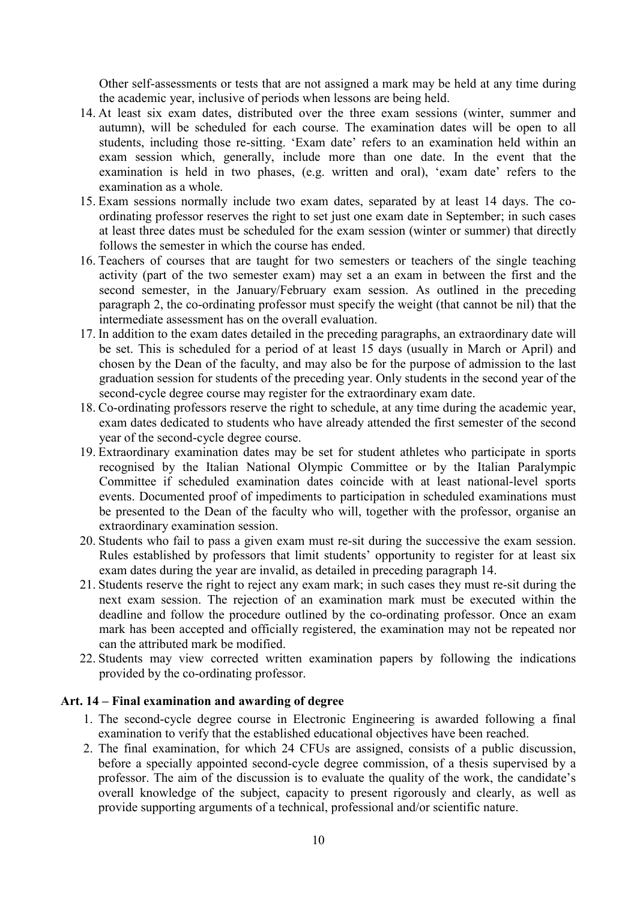Other self-assessments or tests that are not assigned a mark may be held at any time during the academic year, inclusive of periods when lessons are being held.

14. At least six exam dates, distributed over the three exam sessions (winter, summer and autumn), will be scheduled for each course. The examination dates will be open to all students, including those re-sitting. 'Exam date' refers to an examination held within an exam session which, generally, include more than one date. In the event that the examination is held in two phases, (e.g. written and oral), 'exam date' refers to the examination as a whole.
15. Exam sessions normally include two exam dates, separated by at least 14 days. The co-ordinating professor reserves the right to set just one exam date in September; in such cases at least three dates must be scheduled for the exam session (winter or summer) that directly follows the semester in which the course has ended.
16. Teachers of courses that are taught for two semesters or teachers of the single teaching activity (part of the two semester exam) may set a an exam in between the first and the second semester, in the January/February exam session. As outlined in the preceding paragraph 2, the co-ordinating professor must specify the weight (that cannot be nil) that the intermediate assessment has on the overall evaluation.
17. In addition to the exam dates detailed in the preceding paragraphs, an extraordinary date will be set. This is scheduled for a period of at least 15 days (usually in March or April) and chosen by the Dean of the faculty, and may also be for the purpose of admission to the last graduation session for students of the preceding year. Only students in the second year of the second-cycle degree course may register for the extraordinary exam date.
18. Co-ordinating professors reserve the right to schedule, at any time during the academic year, exam dates dedicated to students who have already attended the first semester of the second year of the second-cycle degree course.
19. Extraordinary examination dates may be set for student athletes who participate in sports recognised by the Italian National Olympic Committee or by the Italian Paralympic Committee if scheduled examination dates coincide with at least national-level sports events. Documented proof of impediments to participation in scheduled examinations must be presented to the Dean of the faculty who will, together with the professor, organise an extraordinary examination session.
20. Students who fail to pass a given exam must re-sit during the successive the exam session. Rules established by professors that limit students' opportunity to register for at least six exam dates during the year are invalid, as detailed in preceding paragraph 14.
21. Students reserve the right to reject any exam mark; in such cases they must re-sit during the next exam session. The rejection of an examination mark must be executed within the deadline and follow the procedure outlined by the co-ordinating professor. Once an exam mark has been accepted and officially registered, the examination may not be repeated nor can the attributed mark be modified.
22. Students may view corrected written examination papers by following the indications provided by the co-ordinating professor.

## Art. 14 – Final examination and awarding of degree

1. The second-cycle degree course in Electronic Engineering is awarded following a final examination to verify that the established educational objectives have been reached.
2. The final examination, for which 24 CFUs are assigned, consists of a public discussion, before a specially appointed second-cycle degree commission, of a thesis supervised by a professor. The aim of the discussion is to evaluate the quality of the work, the candidate's overall knowledge of the subject, capacity to present rigorously and clearly, as well as provide supporting arguments of a technical, professional and/or scientific nature.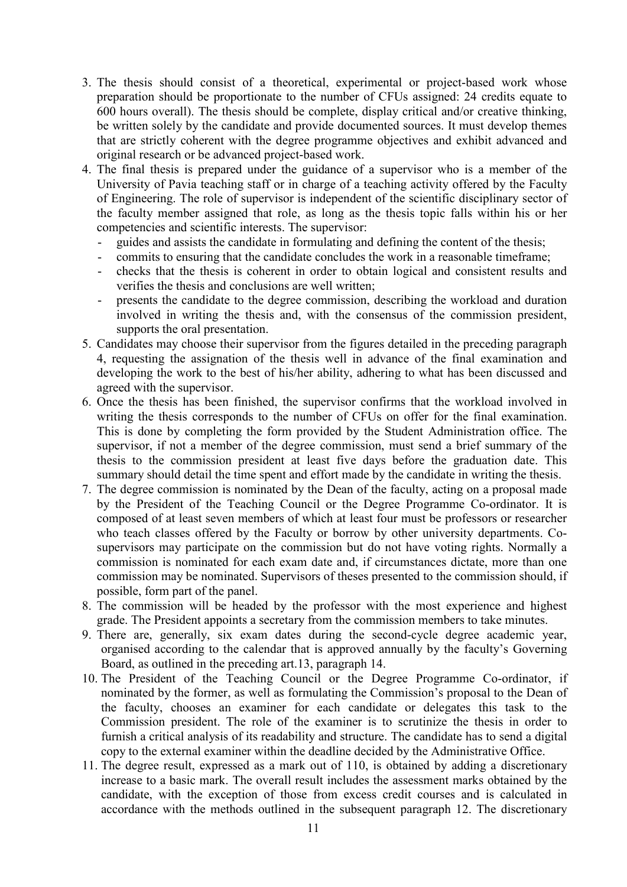3. The thesis should consist of a theoretical, experimental or project-based work whose preparation should be proportionate to the number of CFUs assigned: 24 credits equate to 600 hours overall). The thesis should be complete, display critical and/or creative thinking, be written solely by the candidate and provide documented sources. It must develop themes that are strictly coherent with the degree programme objectives and exhibit advanced and original research or be advanced project-based work.
4. The final thesis is prepared under the guidance of a supervisor who is a member of the University of Pavia teaching staff or in charge of a teaching activity offered by the Faculty of Engineering. The role of supervisor is independent of the scientific disciplinary sector of the faculty member assigned that role, as long as the thesis topic falls within his or her competencies and scientific interests. The supervisor:
   - guides and assists the candidate in formulating and defining the content of the thesis;
   - commits to ensuring that the candidate concludes the work in a reasonable timeframe;
   - checks that the thesis is coherent in order to obtain logical and consistent results and verifies the thesis and conclusions are well written;
   - presents the candidate to the degree commission, describing the workload and duration involved in writing the thesis and, with the consensus of the commission president, supports the oral presentation.
5. Candidates may choose their supervisor from the figures detailed in the preceding paragraph 4, requesting the assignation of the thesis well in advance of the final examination and developing the work to the best of his/her ability, adhering to what has been discussed and agreed with the supervisor.
6. Once the thesis has been finished, the supervisor confirms that the workload involved in writing the thesis corresponds to the number of CFUs on offer for the final examination. This is done by completing the form provided by the Student Administration office. The supervisor, if not a member of the degree commission, must send a brief summary of the thesis to the commission president at least five days before the graduation date. This summary should detail the time spent and effort made by the candidate in writing the thesis.
7. The degree commission is nominated by the Dean of the faculty, acting on a proposal made by the President of the Teaching Council or the Degree Programme Co-ordinator. It is composed of at least seven members of which at least four must be professors or researcher who teach classes offered by the Faculty or borrow by other university departments. Co-supervisors may participate on the commission but do not have voting rights. Normally a commission is nominated for each exam date and, if circumstances dictate, more than one commission may be nominated. Supervisors of theses presented to the commission should, if possible, form part of the panel.
8. The commission will be headed by the professor with the most experience and highest grade. The President appoints a secretary from the commission members to take minutes.
9. There are, generally, six exam dates during the second-cycle degree academic year, organised according to the calendar that is approved annually by the faculty's Governing Board, as outlined in the preceding art.13, paragraph 14.
10. The President of the Teaching Council or the Degree Programme Co-ordinator, if nominated by the former, as well as formulating the Commission's proposal to the Dean of the faculty, chooses an examiner for each candidate or delegates this task to the Commission president. The role of the examiner is to scrutinize the thesis in order to furnish a critical analysis of its readability and structure. The candidate has to send a digital copy to the external examiner within the deadline decided by the Administrative Office.
11. The degree result, expressed as a mark out of 110, is obtained by adding a discretionary increase to a basic mark. The overall result includes the assessment marks obtained by the candidate, with the exception of those from excess credit courses and is calculated in accordance with the methods outlined in the subsequent paragraph 12. The discretionary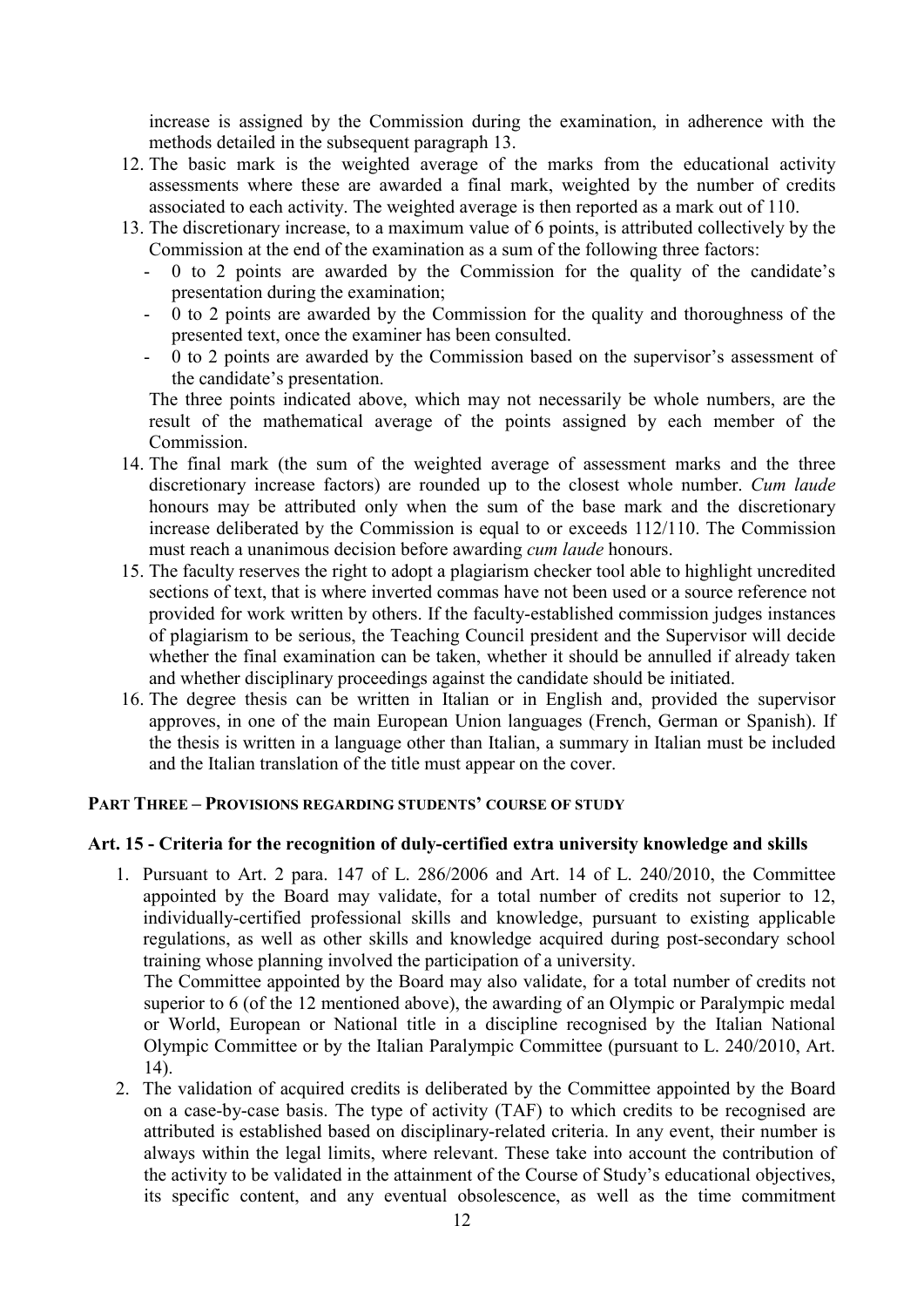increase is assigned by the Commission during the examination, in adherence with the methods detailed in the subsequent paragraph 13.

12. The basic mark is the weighted average of the marks from the educational activity assessments where these are awarded a final mark, weighted by the number of credits associated to each activity. The weighted average is then reported as a mark out of 110.
13. The discretionary increase, to a maximum value of 6 points, is attributed collectively by the Commission at the end of the examination as a sum of the following three factors:
    - 0 to 2 points are awarded by the Commission for the quality of the candidate's presentation during the examination;
    - 0 to 2 points are awarded by the Commission for the quality and thoroughness of the presented text, once the examiner has been consulted.
    - 0 to 2 points are awarded by the Commission based on the supervisor's assessment of the candidate's presentation.

    The three points indicated above, which may not necessarily be whole numbers, are the result of the mathematical average of the points assigned by each member of the Commission.
14. The final mark (the sum of the weighted average of assessment marks and the three discretionary increase factors) are rounded up to the closest whole number. *Cum laude* honours may be attributed only when the sum of the base mark and the discretionary increase deliberated by the Commission is equal to or exceeds 112/110. The Commission must reach a unanimous decision before awarding *cum laude* honours.
15. The faculty reserves the right to adopt a plagiarism checker tool able to highlight uncredited sections of text, that is where inverted commas have not been used or a source reference not provided for work written by others. If the faculty-established commission judges instances of plagiarism to be serious, the Teaching Council president and the Supervisor will decide whether the final examination can be taken, whether it should be annulled if already taken and whether disciplinary proceedings against the candidate should be initiated.
16. The degree thesis can be written in Italian or in English and, provided the supervisor approves, in one of the main European Union languages (French, German or Spanish). If the thesis is written in a language other than Italian, a summary in Italian must be included and the Italian translation of the title must appear on the cover.

## PART THREE – PROVISIONS REGARDING STUDENTS' COURSE OF STUDY

### Art. 15 - Criteria for the recognition of duly-certified extra university knowledge and skills

1. Pursuant to Art. 2 para. 147 of L. 286/2006 and Art. 14 of L. 240/2010, the Committee appointed by the Board may validate, for a total number of credits not superior to 12, individually-certified professional skills and knowledge, pursuant to existing applicable regulations, as well as other skills and knowledge acquired during post-secondary school training whose planning involved the participation of a university.

   The Committee appointed by the Board may also validate, for a total number of credits not superior to 6 (of the 12 mentioned above), the awarding of an Olympic or Paralympic medal or World, European or National title in a discipline recognised by the Italian National Olympic Committee or by the Italian Paralympic Committee (pursuant to L. 240/2010, Art. 14).
2. The validation of acquired credits is deliberated by the Committee appointed by the Board on a case-by-case basis. The type of activity (TAF) to which credits to be recognised are attributed is established based on disciplinary-related criteria. In any event, their number is always within the legal limits, where relevant. These take into account the contribution of the activity to be validated in the attainment of the Course of Study's educational objectives, its specific content, and any eventual obsolescence, as well as the time commitment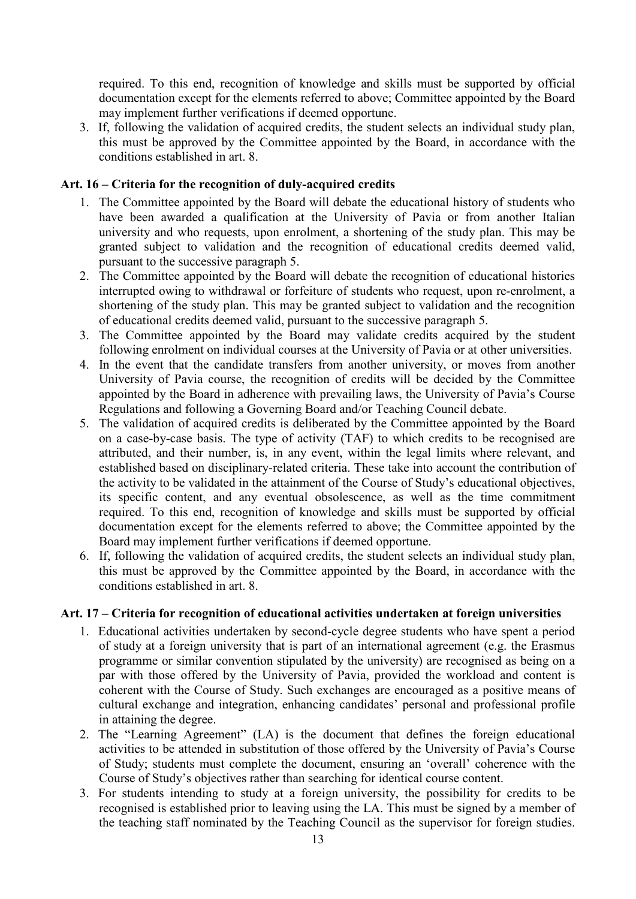required. To this end, recognition of knowledge and skills must be supported by official documentation except for the elements referred to above; Committee appointed by the Board may implement further verifications if deemed opportune.

3. If, following the validation of acquired credits, the student selects an individual study plan, this must be approved by the Committee appointed by the Board, in accordance with the conditions established in art. 8.

**Art. 16 – Criteria for the recognition of duly-acquired credits**

1. The Committee appointed by the Board will debate the educational history of students who have been awarded a qualification at the University of Pavia or from another Italian university and who requests, upon enrolment, a shortening of the study plan. This may be granted subject to validation and the recognition of educational credits deemed valid, pursuant to the successive paragraph 5.
2. The Committee appointed by the Board will debate the recognition of educational histories interrupted owing to withdrawal or forfeiture of students who request, upon re-enrolment, a shortening of the study plan. This may be granted subject to validation and the recognition of educational credits deemed valid, pursuant to the successive paragraph 5.
3. The Committee appointed by the Board may validate credits acquired by the student following enrolment on individual courses at the University of Pavia or at other universities.
4. In the event that the candidate transfers from another university, or moves from another University of Pavia course, the recognition of credits will be decided by the Committee appointed by the Board in adherence with prevailing laws, the University of Pavia's Course Regulations and following a Governing Board and/or Teaching Council debate.
5. The validation of acquired credits is deliberated by the Committee appointed by the Board on a case-by-case basis. The type of activity (TAF) to which credits to be recognised are attributed, and their number, is, in any event, within the legal limits where relevant, and established based on disciplinary-related criteria. These take into account the contribution of the activity to be validated in the attainment of the Course of Study's educational objectives, its specific content, and any eventual obsolescence, as well as the time commitment required. To this end, recognition of knowledge and skills must be supported by official documentation except for the elements referred to above; the Committee appointed by the Board may implement further verifications if deemed opportune.
6. If, following the validation of acquired credits, the student selects an individual study plan, this must be approved by the Committee appointed by the Board, in accordance with the conditions established in art. 8.

**Art. 17 – Criteria for recognition of educational activities undertaken at foreign universities**

1. Educational activities undertaken by second-cycle degree students who have spent a period of study at a foreign university that is part of an international agreement (e.g. the Erasmus programme or similar convention stipulated by the university) are recognised as being on a par with those offered by the University of Pavia, provided the workload and content is coherent with the Course of Study. Such exchanges are encouraged as a positive means of cultural exchange and integration, enhancing candidates' personal and professional profile in attaining the degree.
2. The "Learning Agreement" (LA) is the document that defines the foreign educational activities to be attended in substitution of those offered by the University of Pavia's Course of Study; students must complete the document, ensuring an 'overall' coherence with the Course of Study's objectives rather than searching for identical course content.
3. For students intending to study at a foreign university, the possibility for credits to be recognised is established prior to leaving using the LA. This must be signed by a member of the teaching staff nominated by the Teaching Council as the supervisor for foreign studies.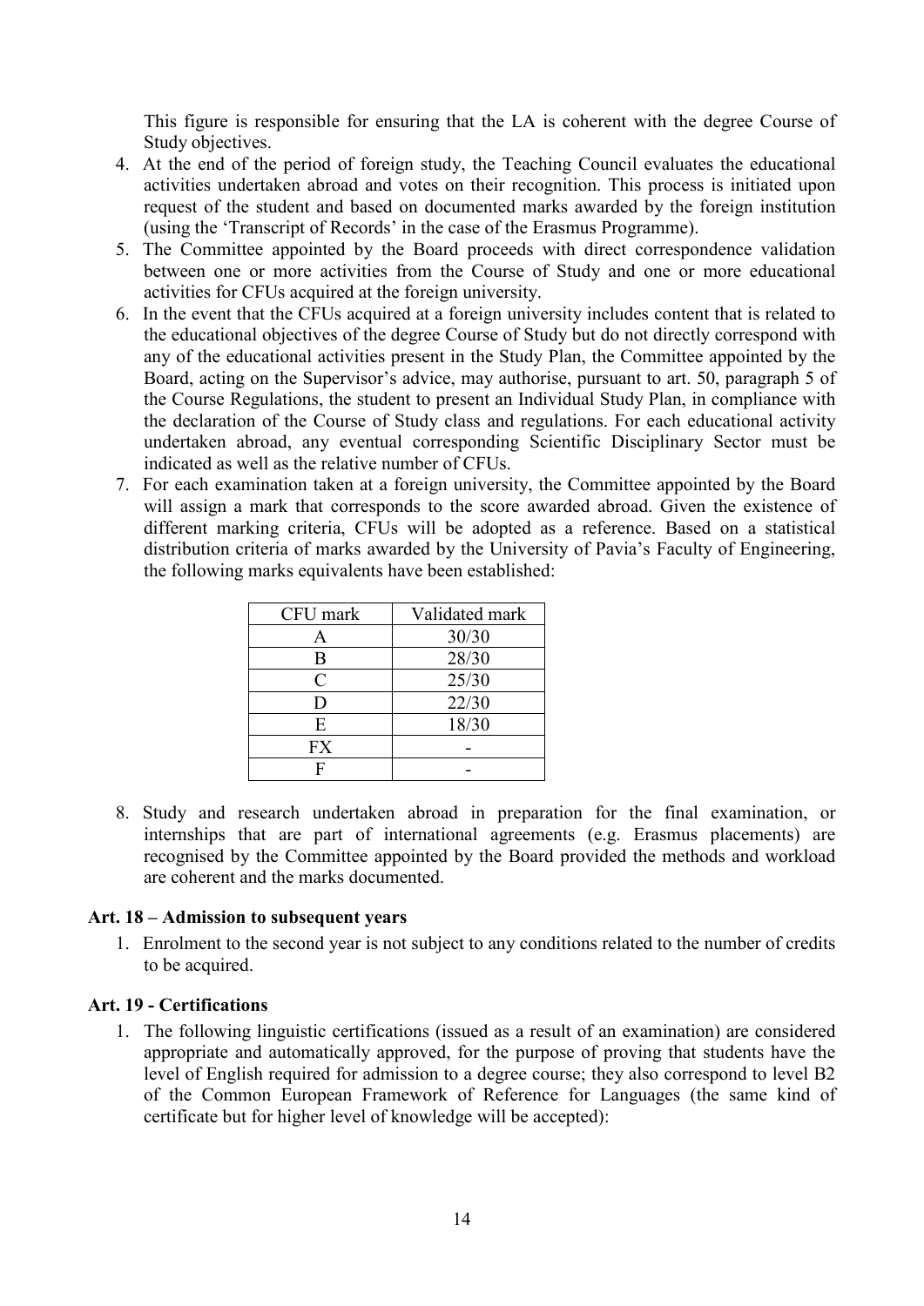This figure is responsible for ensuring that the LA is coherent with the degree Course of Study objectives.

4. At the end of the period of foreign study, the Teaching Council evaluates the educational activities undertaken abroad and votes on their recognition. This process is initiated upon request of the student and based on documented marks awarded by the foreign institution (using the 'Transcript of Records' in the case of the Erasmus Programme).
5. The Committee appointed by the Board proceeds with direct correspondence validation between one or more activities from the Course of Study and one or more educational activities for CFUs acquired at the foreign university.
6. In the event that the CFUs acquired at a foreign university includes content that is related to the educational objectives of the degree Course of Study but do not directly correspond with any of the educational activities present in the Study Plan, the Committee appointed by the Board, acting on the Supervisor's advice, may authorise, pursuant to art. 50, paragraph 5 of the Course Regulations, the student to present an Individual Study Plan, in compliance with the declaration of the Course of Study class and regulations. For each educational activity undertaken abroad, any eventual corresponding Scientific Disciplinary Sector must be indicated as well as the relative number of CFUs.
7. For each examination taken at a foreign university, the Committee appointed by the Board will assign a mark that corresponds to the score awarded abroad. Given the existence of different marking criteria, CFUs will be adopted as a reference. Based on a statistical distribution criteria of marks awarded by the University of Pavia's Faculty of Engineering, the following marks equivalents have been established:

| CFU mark | Validated mark |
|---|---|
| A | 30/30 |
| B | 28/30 |
| C | 25/30 |
| D | 22/30 |
| E | 18/30 |
| FX | - |
| F | - |

8. Study and research undertaken abroad in preparation for the final examination, or internships that are part of international agreements (e.g. Erasmus placements) are recognised by the Committee appointed by the Board provided the methods and workload are coherent and the marks documented.

**Art. 18 – Admission to subsequent years**

1. Enrolment to the second year is not subject to any conditions related to the number of credits to be acquired.

**Art. 19 - Certifications**

1. The following linguistic certifications (issued as a result of an examination) are considered appropriate and automatically approved, for the purpose of proving that students have the level of English required for admission to a degree course; they also correspond to level B2 of the Common European Framework of Reference for Languages (the same kind of certificate but for higher level of knowledge will be accepted):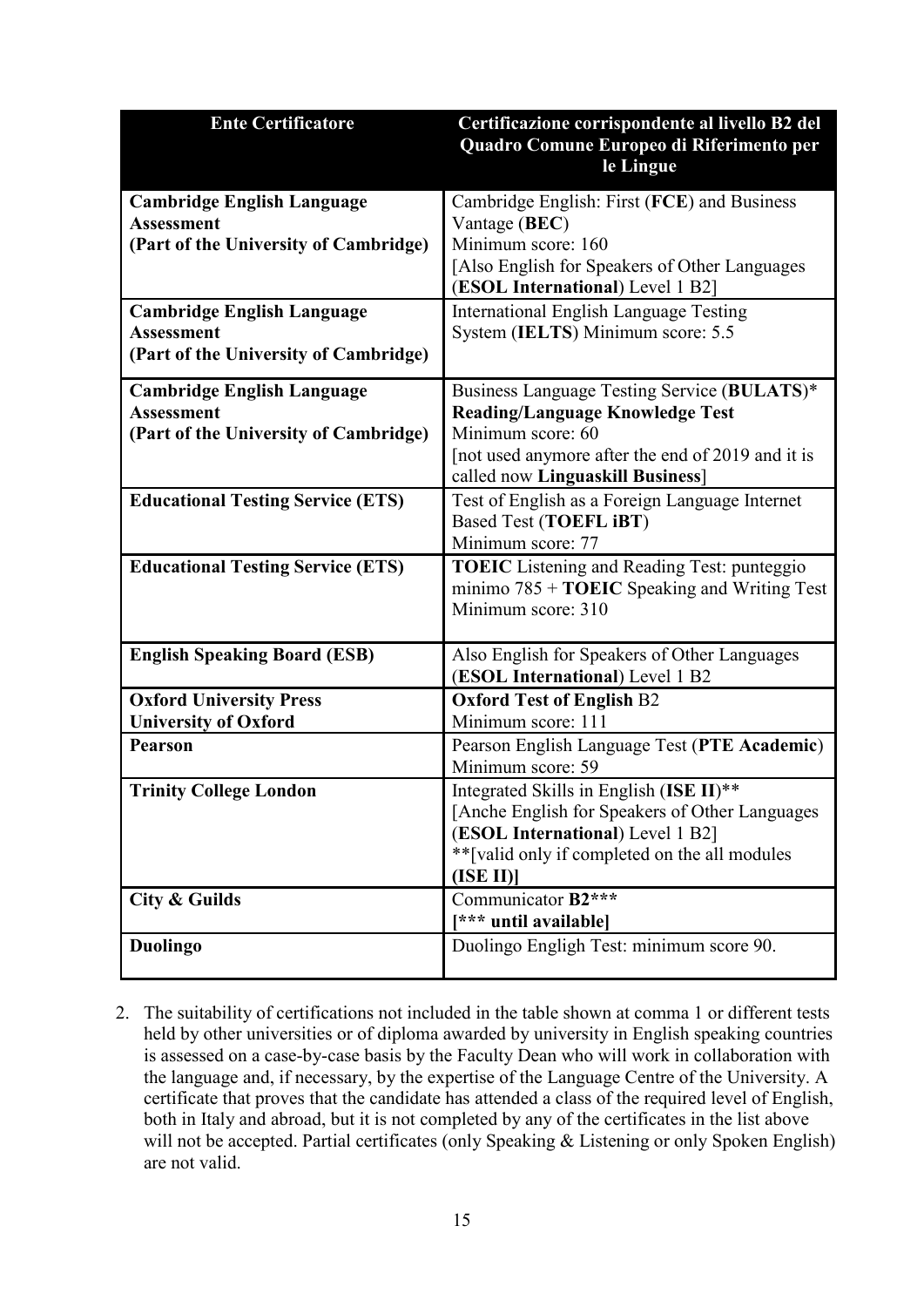| Ente Certificatore | Certificazione corrispondente al livello B2 del Quadro Comune Europeo di Riferimento per le Lingue |
|---|---|
| **Cambridge English Language Assessment (Part of the University of Cambridge)** | Cambridge English: First (**FCE**) and Business Vantage (**BEC**) Minimum score: 160 [Also English for Speakers of Other Languages (**ESOL International**) Level 1 B2] |
| **Cambridge English Language Assessment (Part of the University of Cambridge)** | International English Language Testing System (**IELTS**) Minimum score: 5.5 |
| **Cambridge English Language Assessment (Part of the University of Cambridge)** | Business Language Testing Service (**BULATS**)* **Reading/Language Knowledge Test** Minimum score: 60 [not used anymore after the end of 2019 and it is called now **Linguaskill Business**] |
| **Educational Testing Service (ETS)** | Test of English as a Foreign Language Internet Based Test (**TOEFL iBT**) Minimum score: 77 |
| **Educational Testing Service (ETS)** | **TOEIC** Listening and Reading Test: punteggio minimo 785 + **TOEIC** Speaking and Writing Test Minimum score: 310 |
| **English Speaking Board (ESB)** | Also English for Speakers of Other Languages (**ESOL International**) Level 1 B2 |
| **Oxford University Press University of Oxford** | **Oxford Test of English** B2 Minimum score: 111 |
| **Pearson** | Pearson English Language Test (**PTE Academic**) Minimum score: 59 |
| **Trinity College London** | Integrated Skills in English (**ISE II**)** [Anche English for Speakers of Other Languages (**ESOL International**) Level 1 B2] **[valid only if completed on the all modules **(ISE II)**] |
| **City & Guilds** | Communicator **B2***** **[*** until available]** |
| **Duolingo** | Duolingo Engligh Test: minimum score 90. |

2. The suitability of certifications not included in the table shown at comma 1 or different tests held by other universities or of diploma awarded by university in English speaking countries is assessed on a case-by-case basis by the Faculty Dean who will work in collaboration with the language and, if necessary, by the expertise of the Language Centre of the University. A certificate that proves that the candidate has attended a class of the required level of English, both in Italy and abroad, but it is not completed by any of the certificates in the list above will not be accepted. Partial certificates (only Speaking & Listening or only Spoken English) are not valid.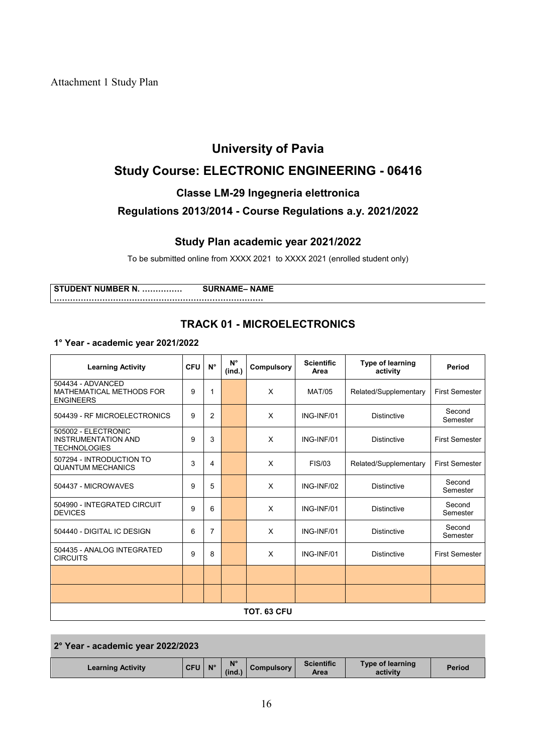Attachment 1 Study Plan

# University of Pavia

# Study Course: ELECTRONIC ENGINEERING - 06416

### Classe LM-29 Ingegneria elettronica

### Regulations 2013/2014 - Course Regulations a.y. 2021/2022

### Study Plan academic year 2021/2022

To be submitted online from XXXX 2021 to XXXX 2021 (enrolled student only)

**STUDENT NUMBER N. …………… SURNAME– NAME ……………………………………………………………………**

## TRACK 01 - MICROELECTRONICS

**1° Year - academic year 2021/2022**

| Learning Activity | CFU | N° | N° (ind.) | Compulsory | Scientific Area | Type of learning activity | Period |
|---|---|---|---|---|---|---|---|
| 504434 - ADVANCED MATHEMATICAL METHODS FOR ENGINEERS | 9 | 1 | | X | MAT/05 | Related/Supplementary | First Semester |
| 504439 - RF MICROELECTRONICS | 9 | 2 | | X | ING-INF/01 | Distinctive | Second Semester |
| 505002 - ELECTRONIC INSTRUMENTATION AND TECHNOLOGIES | 9 | 3 | | X | ING-INF/01 | Distinctive | First Semester |
| 507294 - INTRODUCTION TO QUANTUM MECHANICS | 3 | 4 | | X | FIS/03 | Related/Supplementary | First Semester |
| 504437 - MICROWAVES | 9 | 5 | | X | ING-INF/02 | Distinctive | Second Semester |
| 504990 - INTEGRATED CIRCUIT DEVICES | 9 | 6 | | X | ING-INF/01 | Distinctive | Second Semester |
| 504440 - DIGITAL IC DESIGN | 6 | 7 | | X | ING-INF/01 | Distinctive | Second Semester |
| 504435 - ANALOG INTEGRATED CIRCUITS | 9 | 8 | | X | ING-INF/01 | Distinctive | First Semester |
| | | | | | | | |
| | | | | | | | |
| **TOT. 63 CFU** | | | | | | | |

**2° Year - academic year 2022/2023**

| Learning Activity | CFU | N° | N° (ind.) | Compulsory | Scientific Area | Type of learning activity | Period |
|---|---|---|---|---|---|---|---|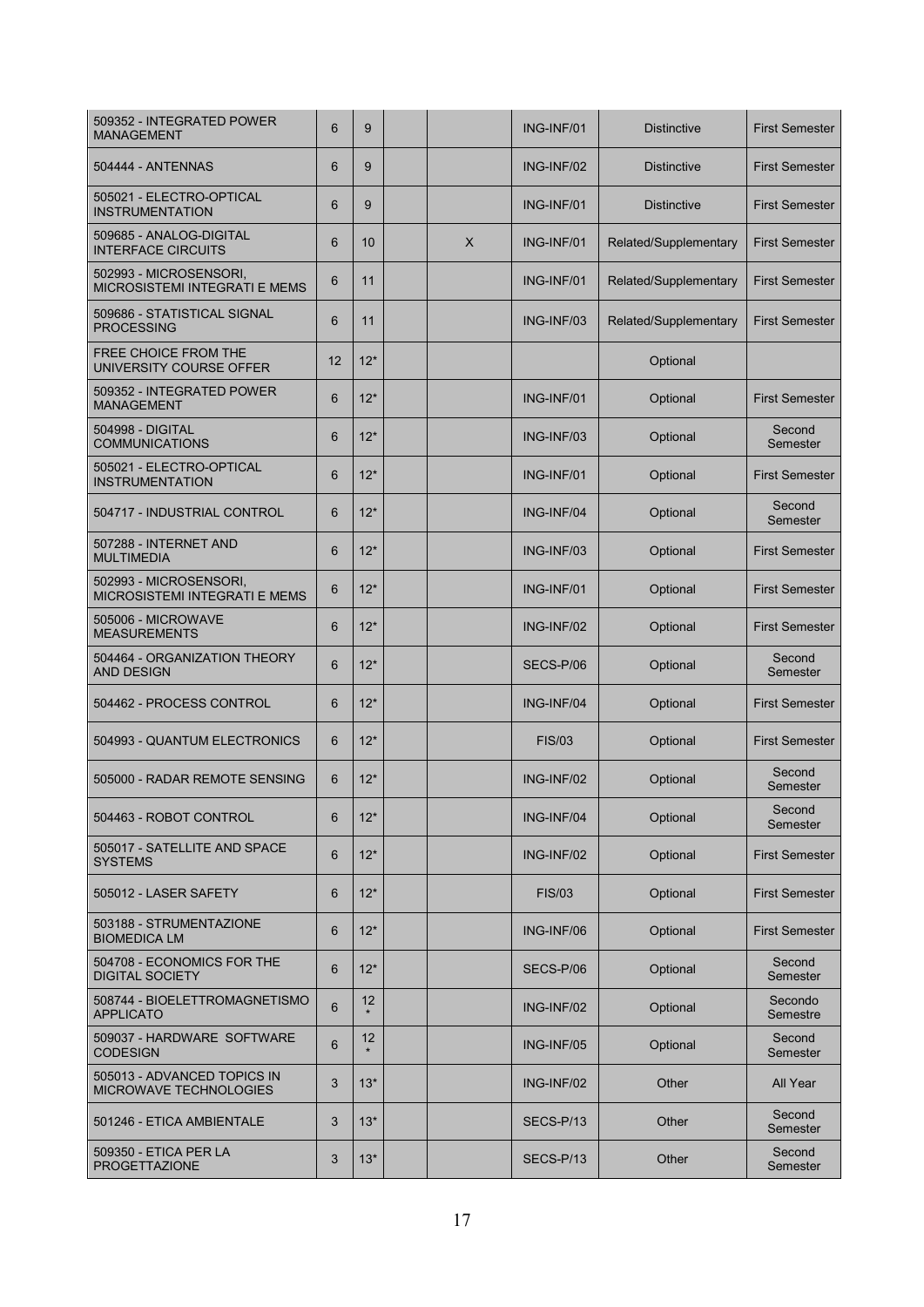| | | | | | | | |
|---|---|---|---|---|---|---|---|
| 509352 - INTEGRATED POWER MANAGEMENT | 6 | 9 | | | ING-INF/01 | Distinctive | First Semester |
| 504444 - ANTENNAS | 6 | 9 | | | ING-INF/02 | Distinctive | First Semester |
| 505021 - ELECTRO-OPTICAL INSTRUMENTATION | 6 | 9 | | | ING-INF/01 | Distinctive | First Semester |
| 509685 - ANALOG-DIGITAL INTERFACE CIRCUITS | 6 | 10 | | X | ING-INF/01 | Related/Supplementary | First Semester |
| 502993 - MICROSENSORI, MICROSISTEMI INTEGRATI E MEMS | 6 | 11 | | | ING-INF/01 | Related/Supplementary | First Semester |
| 509686 - STATISTICAL SIGNAL PROCESSING | 6 | 11 | | | ING-INF/03 | Related/Supplementary | First Semester |
| FREE CHOICE FROM THE UNIVERSITY COURSE OFFER | 12 | 12* | | | | Optional | |
| 509352 - INTEGRATED POWER MANAGEMENT | 6 | 12* | | | ING-INF/01 | Optional | First Semester |
| 504998 - DIGITAL COMMUNICATIONS | 6 | 12* | | | ING-INF/03 | Optional | Second Semester |
| 505021 - ELECTRO-OPTICAL INSTRUMENTATION | 6 | 12* | | | ING-INF/01 | Optional | First Semester |
| 504717 - INDUSTRIAL CONTROL | 6 | 12* | | | ING-INF/04 | Optional | Second Semester |
| 507288 - INTERNET AND MULTIMEDIA | 6 | 12* | | | ING-INF/03 | Optional | First Semester |
| 502993 - MICROSENSORI, MICROSISTEMI INTEGRATI E MEMS | 6 | 12* | | | ING-INF/01 | Optional | First Semester |
| 505006 - MICROWAVE MEASUREMENTS | 6 | 12* | | | ING-INF/02 | Optional | First Semester |
| 504464 - ORGANIZATION THEORY AND DESIGN | 6 | 12* | | | SECS-P/06 | Optional | Second Semester |
| 504462 - PROCESS CONTROL | 6 | 12* | | | ING-INF/04 | Optional | First Semester |
| 504993 - QUANTUM ELECTRONICS | 6 | 12* | | | FIS/03 | Optional | First Semester |
| 505000 - RADAR REMOTE SENSING | 6 | 12* | | | ING-INF/02 | Optional | Second Semester |
| 504463 - ROBOT CONTROL | 6 | 12* | | | ING-INF/04 | Optional | Second Semester |
| 505017 - SATELLITE AND SPACE SYSTEMS | 6 | 12* | | | ING-INF/02 | Optional | First Semester |
| 505012 - LASER SAFETY | 6 | 12* | | | FIS/03 | Optional | First Semester |
| 503188 - STRUMENTAZIONE BIOMEDICA LM | 6 | 12* | | | ING-INF/06 | Optional | First Semester |
| 504708 - ECONOMICS FOR THE DIGITAL SOCIETY | 6 | 12* | | | SECS-P/06 | Optional | Second Semester |
| 508744 - BIOELETTROMAGNETISMO APPLICATO | 6 | 12* | | | ING-INF/02 | Optional | Secondo Semestre |
| 509037 - HARDWARE SOFTWARE CODESIGN | 6 | 12* | | | ING-INF/05 | Optional | Second Semester |
| 505013 - ADVANCED TOPICS IN MICROWAVE TECHNOLOGIES | 3 | 13* | | | ING-INF/02 | Other | All Year |
| 501246 - ETICA AMBIENTALE | 3 | 13* | | | SECS-P/13 | Other | Second Semester |
| 509350 - ETICA PER LA PROGETTAZIONE | 3 | 13* | | | SECS-P/13 | Other | Second Semester |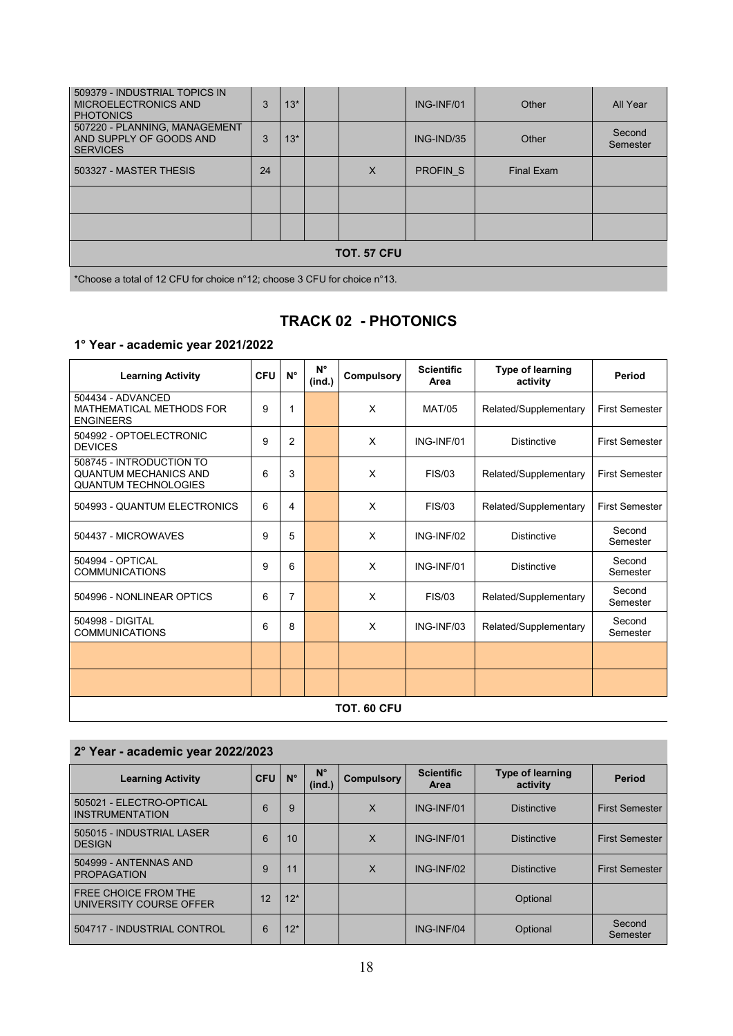| | | | | | | | |
|---|---|---|---|---|---|---|---|
| 509379 - INDUSTRIAL TOPICS IN MICROELECTRONICS AND PHOTONICS | 3 | 13* | | | ING-INF/01 | Other | All Year |
| 507220 - PLANNING, MANAGEMENT AND SUPPLY OF GOODS AND SERVICES | 3 | 13* | | | ING-IND/35 | Other | Second Semester |
| 503327 - MASTER THESIS | 24 | | | X | PROFIN_S | Final Exam | |
| | | | | | | | |
| | | | | | | | |
| TOT. 57 CFU | | | | | | | |

*Choose a total of 12 CFU for choice n°12; choose 3 CFU for choice n°13.

## TRACK 02 - PHOTONICS

### 1° Year - academic year 2021/2022

| Learning Activity | CFU | N° | N° (ind.) | Compulsory | Scientific Area | Type of learning activity | Period |
|---|---|---|---|---|---|---|---|
| 504434 - ADVANCED MATHEMATICAL METHODS FOR ENGINEERS | 9 | 1 | | X | MAT/05 | Related/Supplementary | First Semester |
| 504992 - OPTOELECTRONIC DEVICES | 9 | 2 | | X | ING-INF/01 | Distinctive | First Semester |
| 508745 - INTRODUCTION TO QUANTUM MECHANICS AND QUANTUM TECHNOLOGIES | 6 | 3 | | X | FIS/03 | Related/Supplementary | First Semester |
| 504993 - QUANTUM ELECTRONICS | 6 | 4 | | X | FIS/03 | Related/Supplementary | First Semester |
| 504437 - MICROWAVES | 9 | 5 | | X | ING-INF/02 | Distinctive | Second Semester |
| 504994 - OPTICAL COMMUNICATIONS | 9 | 6 | | X | ING-INF/01 | Distinctive | Second Semester |
| 504996 - NONLINEAR OPTICS | 6 | 7 | | X | FIS/03 | Related/Supplementary | Second Semester |
| 504998 - DIGITAL COMMUNICATIONS | 6 | 8 | | X | ING-INF/03 | Related/Supplementary | Second Semester |
| | | | | | | | |
| | | | | | | | |
| TOT. 60 CFU | | | | | | | |

### 2° Year - academic year 2022/2023

| Learning Activity | CFU | N° | N° (ind.) | Compulsory | Scientific Area | Type of learning activity | Period |
|---|---|---|---|---|---|---|---|
| 505021 - ELECTRO-OPTICAL INSTRUMENTATION | 6 | 9 | | X | ING-INF/01 | Distinctive | First Semester |
| 505015 - INDUSTRIAL LASER DESIGN | 6 | 10 | | X | ING-INF/01 | Distinctive | First Semester |
| 504999 - ANTENNAS AND PROPAGATION | 9 | 11 | | X | ING-INF/02 | Distinctive | First Semester |
| FREE CHOICE FROM THE UNIVERSITY COURSE OFFER | 12 | 12* | | | | Optional | |
| 504717 - INDUSTRIAL CONTROL | 6 | 12* | | | ING-INF/04 | Optional | Second Semester |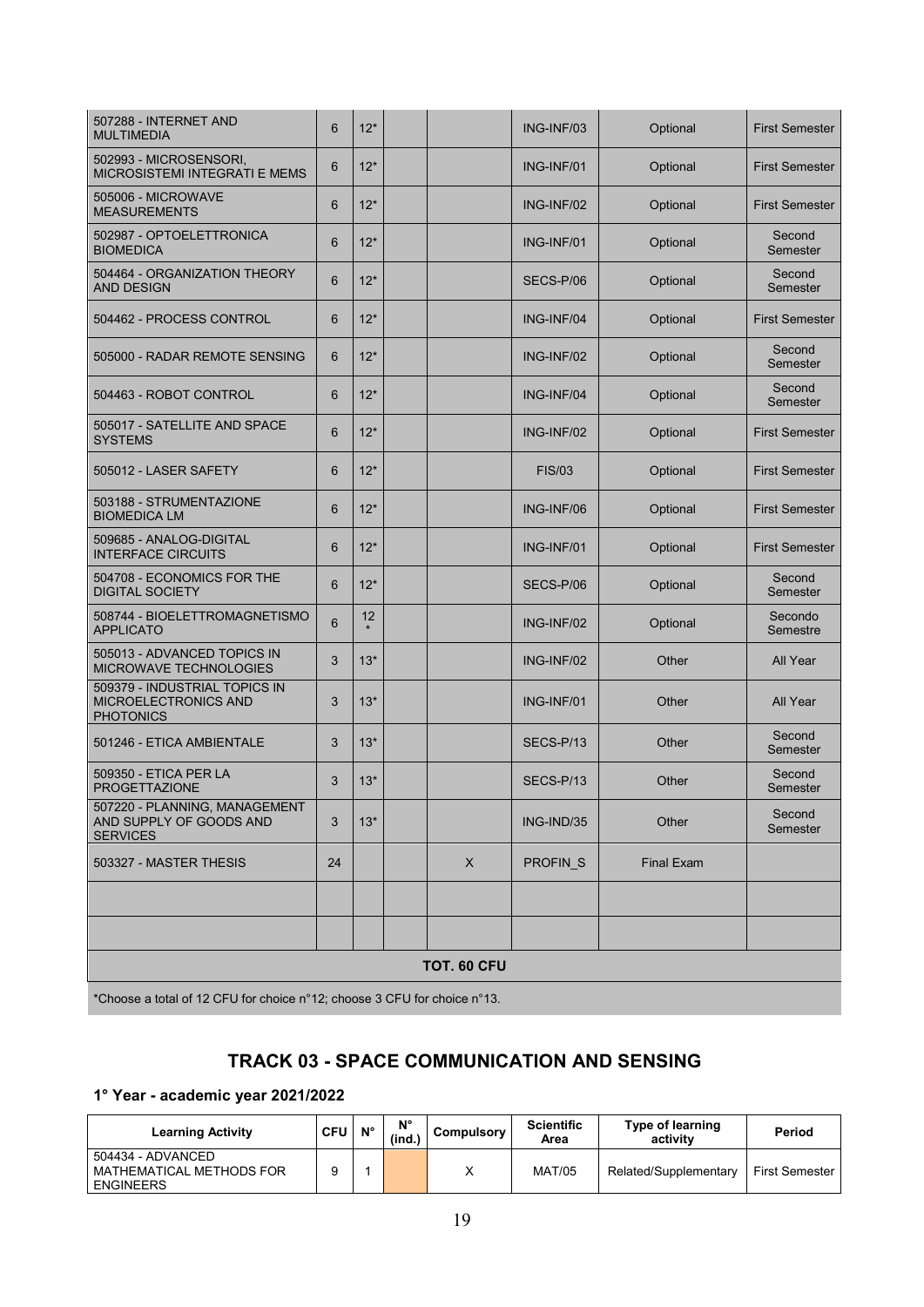| | | | | | | | |
|---|---|---|---|---|---|---|---|
| 507288 - INTERNET AND MULTIMEDIA | 6 | 12* | | | ING-INF/03 | Optional | First Semester |
| 502993 - MICROSENSORI, MICROSISTEMI INTEGRATI E MEMS | 6 | 12* | | | ING-INF/01 | Optional | First Semester |
| 505006 - MICROWAVE MEASUREMENTS | 6 | 12* | | | ING-INF/02 | Optional | First Semester |
| 502987 - OPTOELETTRONICA BIOMEDICA | 6 | 12* | | | ING-INF/01 | Optional | Second Semester |
| 504464 - ORGANIZATION THEORY AND DESIGN | 6 | 12* | | | SECS-P/06 | Optional | Second Semester |
| 504462 - PROCESS CONTROL | 6 | 12* | | | ING-INF/04 | Optional | First Semester |
| 505000 - RADAR REMOTE SENSING | 6 | 12* | | | ING-INF/02 | Optional | Second Semester |
| 504463 - ROBOT CONTROL | 6 | 12* | | | ING-INF/04 | Optional | Second Semester |
| 505017 - SATELLITE AND SPACE SYSTEMS | 6 | 12* | | | ING-INF/02 | Optional | First Semester |
| 505012 - LASER SAFETY | 6 | 12* | | | FIS/03 | Optional | First Semester |
| 503188 - STRUMENTAZIONE BIOMEDICA LM | 6 | 12* | | | ING-INF/06 | Optional | First Semester |
| 509685 - ANALOG-DIGITAL INTERFACE CIRCUITS | 6 | 12* | | | ING-INF/01 | Optional | First Semester |
| 504708 - ECONOMICS FOR THE DIGITAL SOCIETY | 6 | 12* | | | SECS-P/06 | Optional | Second Semester |
| 508744 - BIOELETTROMAGNETISMO APPLICATO | 6 | 12* | | | ING-INF/02 | Optional | Secondo Semestre |
| 505013 - ADVANCED TOPICS IN MICROWAVE TECHNOLOGIES | 3 | 13* | | | ING-INF/02 | Other | All Year |
| 509379 - INDUSTRIAL TOPICS IN MICROELECTRONICS AND PHOTONICS | 3 | 13* | | | ING-INF/01 | Other | All Year |
| 501246 - ETICA AMBIENTALE | 3 | 13* | | | SECS-P/13 | Other | Second Semester |
| 509350 - ETICA PER LA PROGETTAZIONE | 3 | 13* | | | SECS-P/13 | Other | Second Semester |
| 507220 - PLANNING, MANAGEMENT AND SUPPLY OF GOODS AND SERVICES | 3 | 13* | | | ING-IND/35 | Other | Second Semester |
| 503327 - MASTER THESIS | 24 | | | X | PROFIN_S | Final Exam | |
| | | | | | | | |
| | | | | | | | |
| **TOT. 60 CFU** | | | | | | | |

*Choose a total of 12 CFU for choice n°12; choose 3 CFU for choice n°13.

## TRACK 03 - SPACE COMMUNICATION AND SENSING

### 1° Year - academic year 2021/2022

| Learning Activity | CFU | N° | N° (ind.) | Compulsory | Scientific Area | Type of learning activity | Period |
|---|---|---|---|---|---|---|---|
| 504434 - ADVANCED MATHEMATICAL METHODS FOR ENGINEERS | 9 | 1 | | X | MAT/05 | Related/Supplementary | First Semester |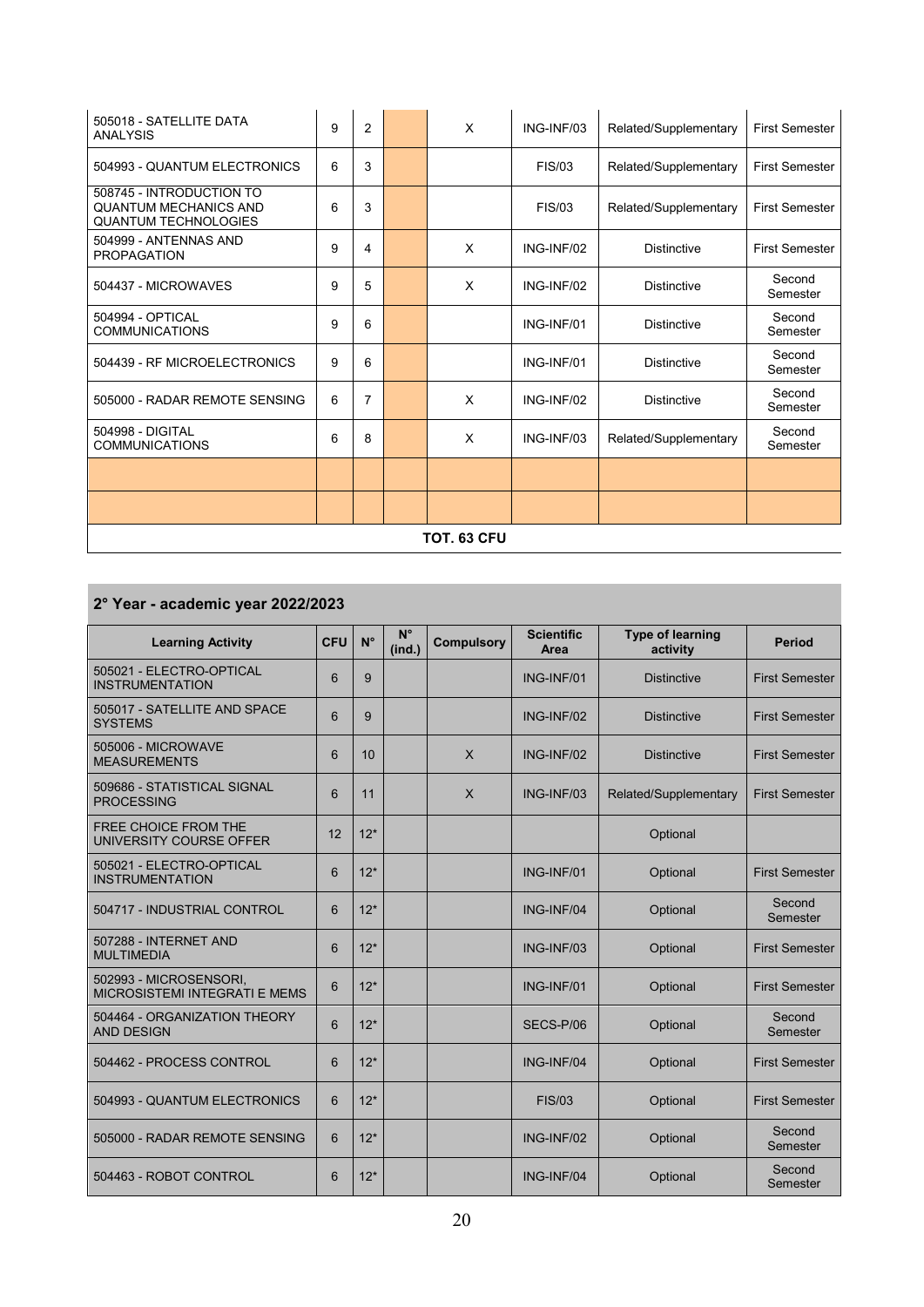| Learning Activity | CFU | N° | N° (ind.) | Compulsory | Scientific Area | Type of learning activity | Period |
|---|---|---|---|---|---|---|---|
| 505018 - SATELLITE DATA ANALYSIS | 9 | 2 | | X | ING-INF/03 | Related/Supplementary | First Semester |
| 504993 - QUANTUM ELECTRONICS | 6 | 3 | | | FIS/03 | Related/Supplementary | First Semester |
| 508745 - INTRODUCTION TO QUANTUM MECHANICS AND QUANTUM TECHNOLOGIES | 6 | 3 | | | FIS/03 | Related/Supplementary | First Semester |
| 504999 - ANTENNAS AND PROPAGATION | 9 | 4 | | X | ING-INF/02 | Distinctive | First Semester |
| 504437 - MICROWAVES | 9 | 5 | | X | ING-INF/02 | Distinctive | Second Semester |
| 504994 - OPTICAL COMMUNICATIONS | 9 | 6 | | | ING-INF/01 | Distinctive | Second Semester |
| 504439 - RF MICROELECTRONICS | 9 | 6 | | | ING-INF/01 | Distinctive | Second Semester |
| 505000 - RADAR REMOTE SENSING | 6 | 7 | | X | ING-INF/02 | Distinctive | Second Semester |
| 504998 - DIGITAL COMMUNICATIONS | 6 | 8 | | X | ING-INF/03 | Related/Supplementary | Second Semester |
| | | | | | | | |
| | | | | | | | |
| **TOT. 63 CFU** | | | | | | | |

## 2° Year - academic year 2022/2023

| Learning Activity | CFU | N° | N° (ind.) | Compulsory | Scientific Area | Type of learning activity | Period |
|---|---|---|---|---|---|---|---|
| 505021 - ELECTRO-OPTICAL INSTRUMENTATION | 6 | 9 | | | ING-INF/01 | Distinctive | First Semester |
| 505017 - SATELLITE AND SPACE SYSTEMS | 6 | 9 | | | ING-INF/02 | Distinctive | First Semester |
| 505006 - MICROWAVE MEASUREMENTS | 6 | 10 | | X | ING-INF/02 | Distinctive | First Semester |
| 509686 - STATISTICAL SIGNAL PROCESSING | 6 | 11 | | X | ING-INF/03 | Related/Supplementary | First Semester |
| FREE CHOICE FROM THE UNIVERSITY COURSE OFFER | 12 | 12* | | | | Optional | |
| 505021 - ELECTRO-OPTICAL INSTRUMENTATION | 6 | 12* | | | ING-INF/01 | Optional | First Semester |
| 504717 - INDUSTRIAL CONTROL | 6 | 12* | | | ING-INF/04 | Optional | Second Semester |
| 507288 - INTERNET AND MULTIMEDIA | 6 | 12* | | | ING-INF/03 | Optional | First Semester |
| 502993 - MICROSENSORI, MICROSISTEMI INTEGRATI E MEMS | 6 | 12* | | | ING-INF/01 | Optional | First Semester |
| 504464 - ORGANIZATION THEORY AND DESIGN | 6 | 12* | | | SECS-P/06 | Optional | Second Semester |
| 504462 - PROCESS CONTROL | 6 | 12* | | | ING-INF/04 | Optional | First Semester |
| 504993 - QUANTUM ELECTRONICS | 6 | 12* | | | FIS/03 | Optional | First Semester |
| 505000 - RADAR REMOTE SENSING | 6 | 12* | | | ING-INF/02 | Optional | Second Semester |
| 504463 - ROBOT CONTROL | 6 | 12* | | | ING-INF/04 | Optional | Second Semester |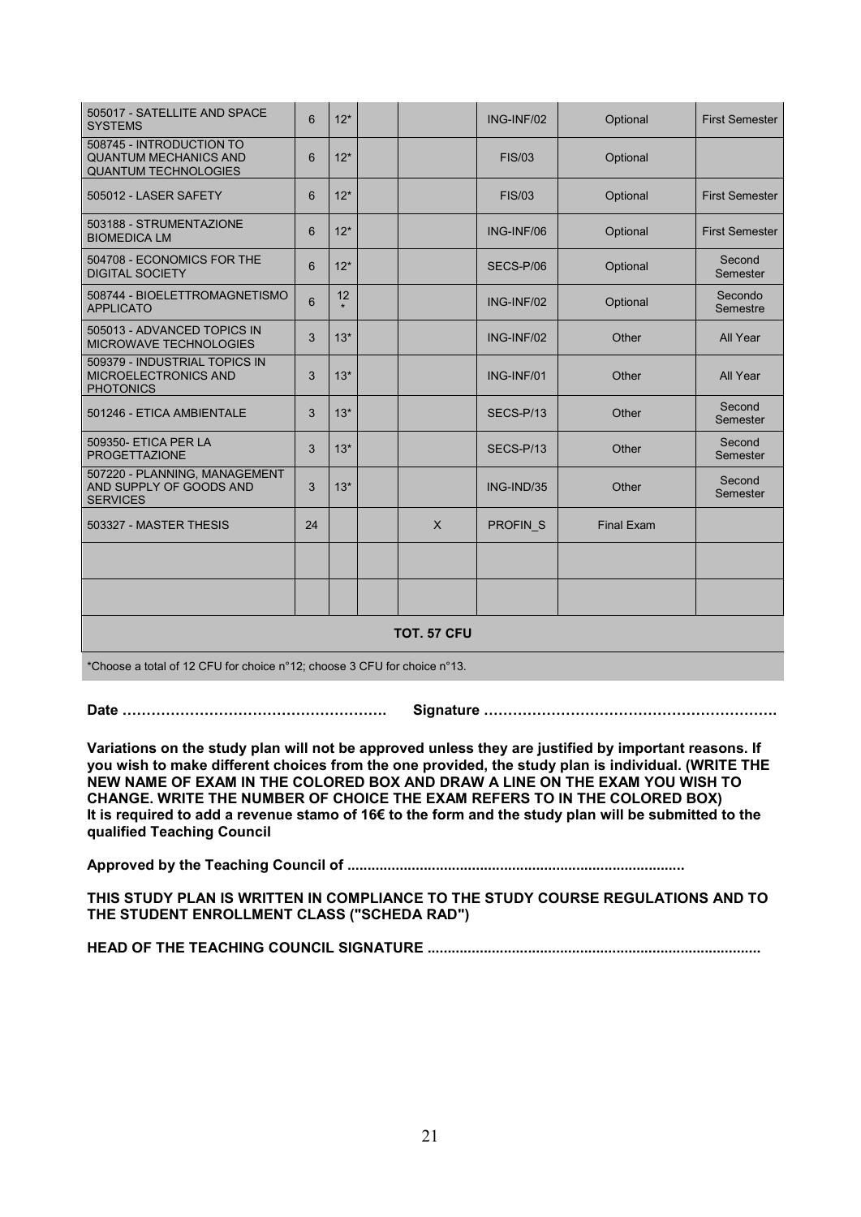| | | | | | | | |
|---|---|---|---|---|---|---|---|
| 505017 - SATELLITE AND SPACE SYSTEMS | 6 | 12* | | | ING-INF/02 | Optional | First Semester |
| 508745 - INTRODUCTION TO QUANTUM MECHANICS AND QUANTUM TECHNOLOGIES | 6 | 12* | | | FIS/03 | Optional | |
| 505012 - LASER SAFETY | 6 | 12* | | | FIS/03 | Optional | First Semester |
| 503188 - STRUMENTAZIONE BIOMEDICA LM | 6 | 12* | | | ING-INF/06 | Optional | First Semester |
| 504708 - ECONOMICS FOR THE DIGITAL SOCIETY | 6 | 12* | | | SECS-P/06 | Optional | Second Semester |
| 508744 - BIOELETTROMAGNETISMO APPLICATO | 6 | 12 * | | | ING-INF/02 | Optional | Secondo Semestre |
| 505013 - ADVANCED TOPICS IN MICROWAVE TECHNOLOGIES | 3 | 13* | | | ING-INF/02 | Other | All Year |
| 509379 - INDUSTRIAL TOPICS IN MICROELECTRONICS AND PHOTONICS | 3 | 13* | | | ING-INF/01 | Other | All Year |
| 501246 - ETICA AMBIENTALE | 3 | 13* | | | SECS-P/13 | Other | Second Semester |
| 509350- ETICA PER LA PROGETTAZIONE | 3 | 13* | | | SECS-P/13 | Other | Second Semester |
| 507220 - PLANNING, MANAGEMENT AND SUPPLY OF GOODS AND SERVICES | 3 | 13* | | | ING-IND/35 | Other | Second Semester |
| 503327 - MASTER THESIS | 24 | | | X | PROFIN_S | Final Exam | |
| | | | | | | | |
| | | | | | | | |
| **TOT. 57 CFU** | | | | | | | |

*Choose a total of 12 CFU for choice n°12; choose 3 CFU for choice n°13.

**Date ……………………………………………… Signature …………………………………………………….**

**Variations on the study plan will not be approved unless they are justified by important reasons. If you wish to make different choices from the one provided, the study plan is individual. (WRITE THE NEW NAME OF EXAM IN THE COLORED BOX AND DRAW A LINE ON THE EXAM YOU WISH TO CHANGE. WRITE THE NUMBER OF CHOICE THE EXAM REFERS TO IN THE COLORED BOX)**
**It is required to add a revenue stamo of 16€ to the form and the study plan will be submitted to the qualified Teaching Council**

**Approved by the Teaching Council of ..................................................................................**

**THIS STUDY PLAN IS WRITTEN IN COMPLIANCE TO THE STUDY COURSE REGULATIONS AND TO THE STUDENT ENROLLMENT CLASS ("SCHEDA RAD")**

**HEAD OF THE TEACHING COUNCIL SIGNATURE ..................................................................................**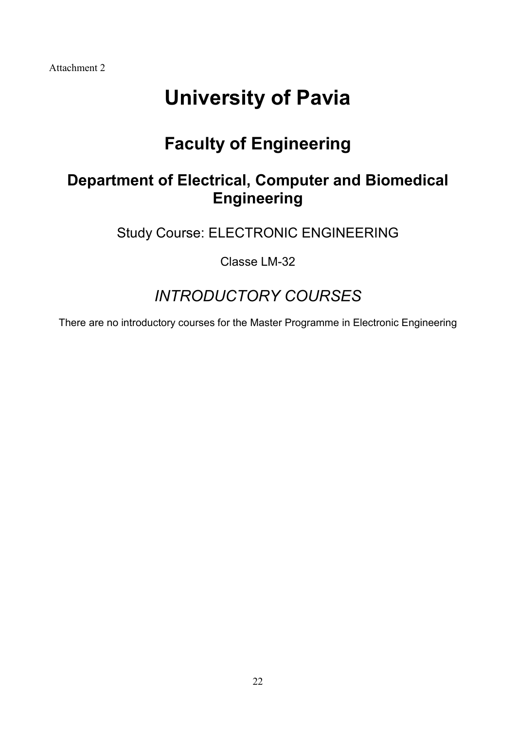Attachment 2

# University of Pavia

## Faculty of Engineering

### Department of Electrical, Computer and Biomedical Engineering

Study Course: ELECTRONIC ENGINEERING

Classe LM-32

## *INTRODUCTORY COURSES*

There are no introductory courses for the Master Programme in Electronic Engineering